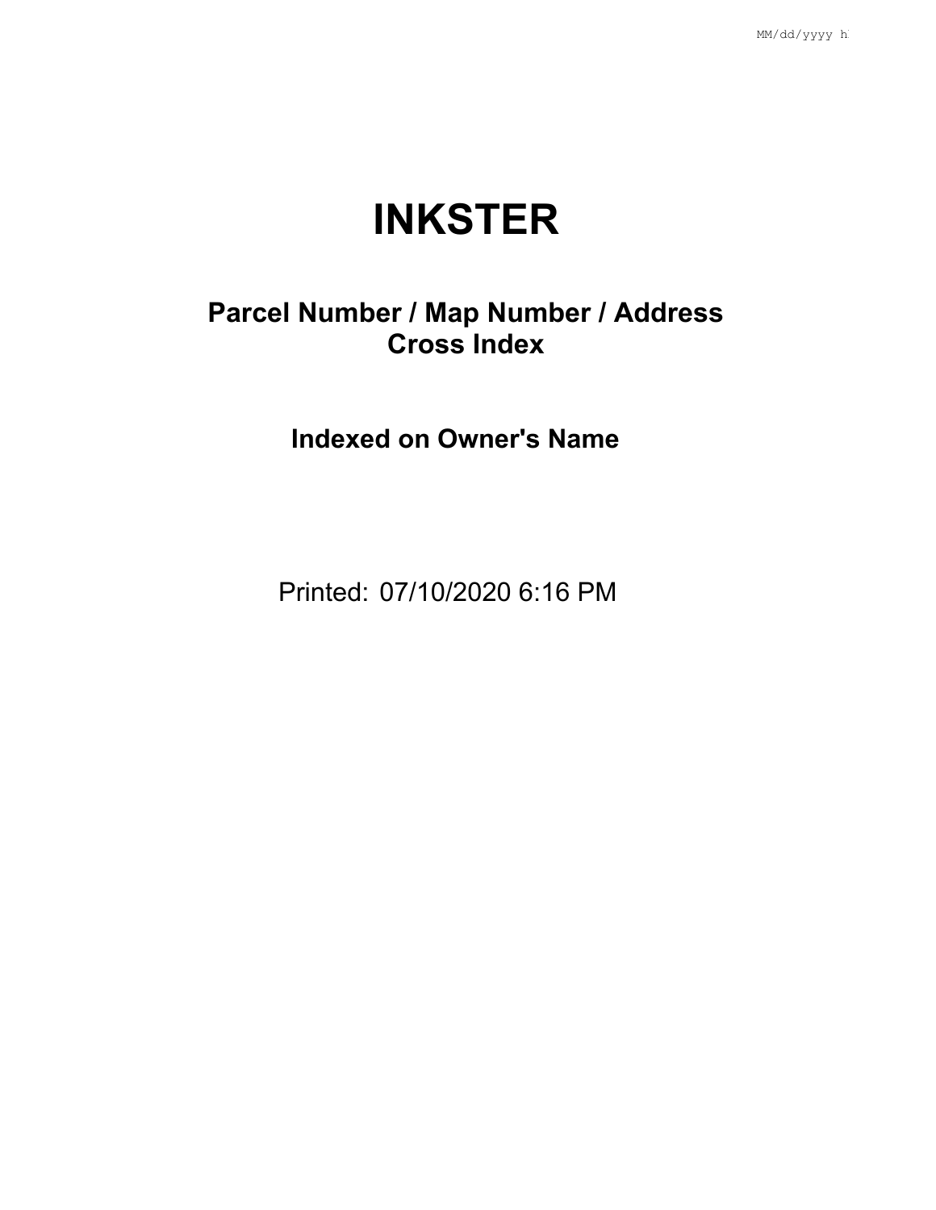# INKSTER

## Parcel Number / Map Number / Address Cross Index

## Indexed on Owner's Name

Printed: 07/10/2020 6:16 PM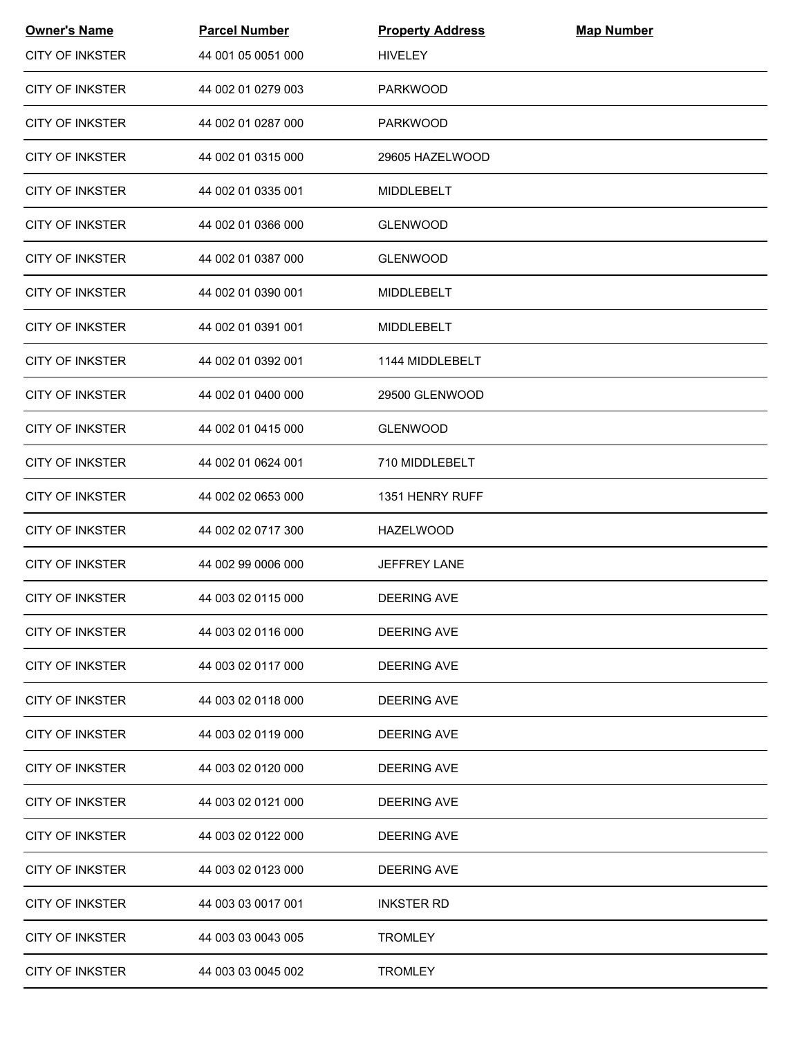| Owner's Name | Parcel Number | Property Address | Map Number |
| --- | --- | --- | --- |
| CITY OF INKSTER | 44 001 05 0051 000 | HIVELEY | |
| CITY OF INKSTER | 44 002 01 0279 003 | PARKWOOD | |
| CITY OF INKSTER | 44 002 01 0287 000 | PARKWOOD | |
| CITY OF INKSTER | 44 002 01 0315 000 | 29605 HAZELWOOD | |
| CITY OF INKSTER | 44 002 01 0335 001 | MIDDLEBELT | |
| CITY OF INKSTER | 44 002 01 0366 000 | GLENWOOD | |
| CITY OF INKSTER | 44 002 01 0387 000 | GLENWOOD | |
| CITY OF INKSTER | 44 002 01 0390 001 | MIDDLEBELT | |
| CITY OF INKSTER | 44 002 01 0391 001 | MIDDLEBELT | |
| CITY OF INKSTER | 44 002 01 0392 001 | 1144 MIDDLEBELT | |
| CITY OF INKSTER | 44 002 01 0400 000 | 29500 GLENWOOD | |
| CITY OF INKSTER | 44 002 01 0415 000 | GLENWOOD | |
| CITY OF INKSTER | 44 002 01 0624 001 | 710 MIDDLEBELT | |
| CITY OF INKSTER | 44 002 02 0653 000 | 1351 HENRY RUFF | |
| CITY OF INKSTER | 44 002 02 0717 300 | HAZELWOOD | |
| CITY OF INKSTER | 44 002 99 0006 000 | JEFFREY LANE | |
| CITY OF INKSTER | 44 003 02 0115 000 | DEERING AVE | |
| CITY OF INKSTER | 44 003 02 0116 000 | DEERING AVE | |
| CITY OF INKSTER | 44 003 02 0117 000 | DEERING AVE | |
| CITY OF INKSTER | 44 003 02 0118 000 | DEERING AVE | |
| CITY OF INKSTER | 44 003 02 0119 000 | DEERING AVE | |
| CITY OF INKSTER | 44 003 02 0120 000 | DEERING AVE | |
| CITY OF INKSTER | 44 003 02 0121 000 | DEERING AVE | |
| CITY OF INKSTER | 44 003 02 0122 000 | DEERING AVE | |
| CITY OF INKSTER | 44 003 02 0123 000 | DEERING AVE | |
| CITY OF INKSTER | 44 003 03 0017 001 | INKSTER RD | |
| CITY OF INKSTER | 44 003 03 0043 005 | TROMLEY | |
| CITY OF INKSTER | 44 003 03 0045 002 | TROMLEY | |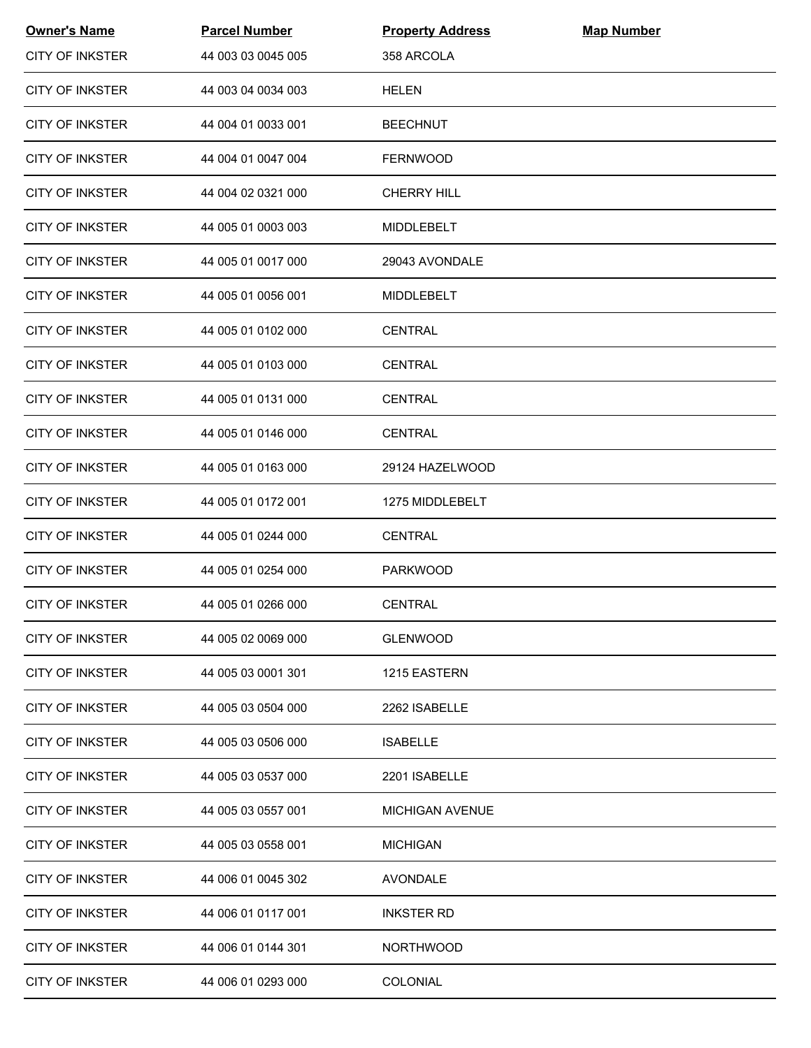| Owner's Name | Parcel Number | Property Address | Map Number |
|---|---|---|---|
| CITY OF INKSTER | 44 003 03 0045 005 | 358 ARCOLA | |
| CITY OF INKSTER | 44 003 04 0034 003 | HELEN | |
| CITY OF INKSTER | 44 004 01 0033 001 | BEECHNUT | |
| CITY OF INKSTER | 44 004 01 0047 004 | FERNWOOD | |
| CITY OF INKSTER | 44 004 02 0321 000 | CHERRY HILL | |
| CITY OF INKSTER | 44 005 01 0003 003 | MIDDLEBELT | |
| CITY OF INKSTER | 44 005 01 0017 000 | 29043 AVONDALE | |
| CITY OF INKSTER | 44 005 01 0056 001 | MIDDLEBELT | |
| CITY OF INKSTER | 44 005 01 0102 000 | CENTRAL | |
| CITY OF INKSTER | 44 005 01 0103 000 | CENTRAL | |
| CITY OF INKSTER | 44 005 01 0131 000 | CENTRAL | |
| CITY OF INKSTER | 44 005 01 0146 000 | CENTRAL | |
| CITY OF INKSTER | 44 005 01 0163 000 | 29124 HAZELWOOD | |
| CITY OF INKSTER | 44 005 01 0172 001 | 1275 MIDDLEBELT | |
| CITY OF INKSTER | 44 005 01 0244 000 | CENTRAL | |
| CITY OF INKSTER | 44 005 01 0254 000 | PARKWOOD | |
| CITY OF INKSTER | 44 005 01 0266 000 | CENTRAL | |
| CITY OF INKSTER | 44 005 02 0069 000 | GLENWOOD | |
| CITY OF INKSTER | 44 005 03 0001 301 | 1215 EASTERN | |
| CITY OF INKSTER | 44 005 03 0504 000 | 2262 ISABELLE | |
| CITY OF INKSTER | 44 005 03 0506 000 | ISABELLE | |
| CITY OF INKSTER | 44 005 03 0537 000 | 2201 ISABELLE | |
| CITY OF INKSTER | 44 005 03 0557 001 | MICHIGAN AVENUE | |
| CITY OF INKSTER | 44 005 03 0558 001 | MICHIGAN | |
| CITY OF INKSTER | 44 006 01 0045 302 | AVONDALE | |
| CITY OF INKSTER | 44 006 01 0117 001 | INKSTER RD | |
| CITY OF INKSTER | 44 006 01 0144 301 | NORTHWOOD | |
| CITY OF INKSTER | 44 006 01 0293 000 | COLONIAL | |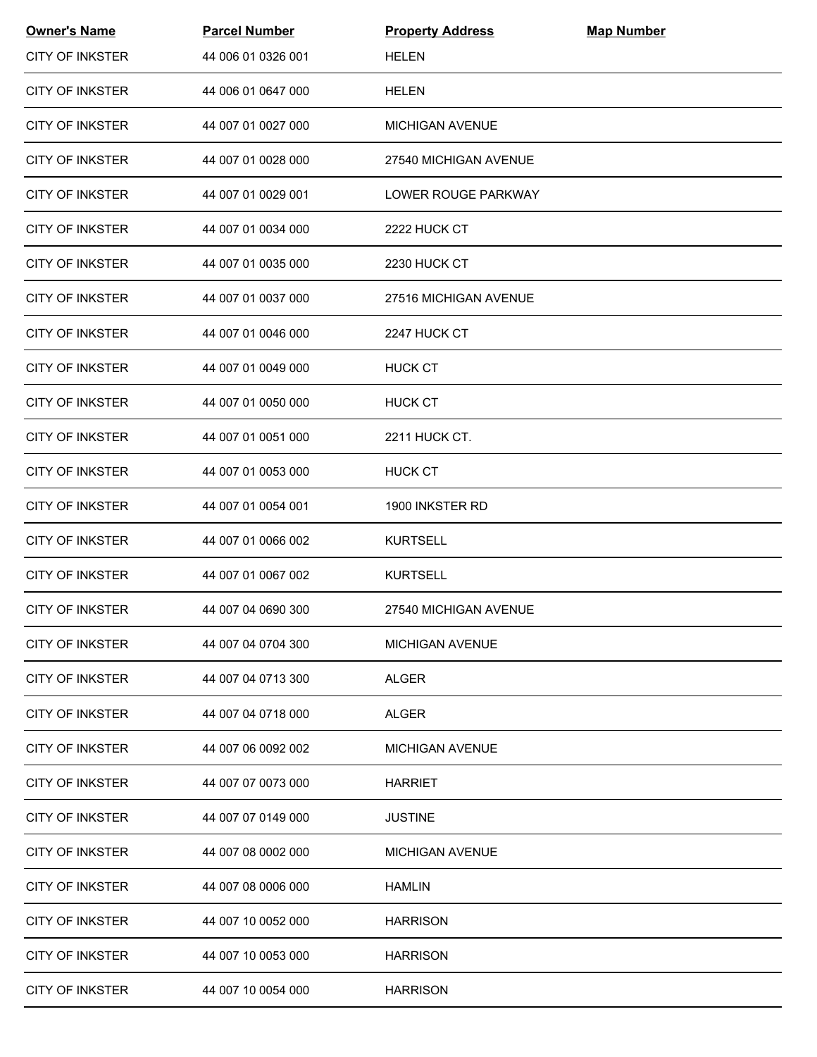| Owner's Name | Parcel Number | Property Address | Map Number |
|---|---|---|---|
| CITY OF INKSTER | 44 006 01 0326 001 | HELEN | |
| CITY OF INKSTER | 44 006 01 0647 000 | HELEN | |
| CITY OF INKSTER | 44 007 01 0027 000 | MICHIGAN AVENUE | |
| CITY OF INKSTER | 44 007 01 0028 000 | 27540 MICHIGAN AVENUE | |
| CITY OF INKSTER | 44 007 01 0029 001 | LOWER ROUGE PARKWAY | |
| CITY OF INKSTER | 44 007 01 0034 000 | 2222 HUCK CT | |
| CITY OF INKSTER | 44 007 01 0035 000 | 2230 HUCK CT | |
| CITY OF INKSTER | 44 007 01 0037 000 | 27516 MICHIGAN AVENUE | |
| CITY OF INKSTER | 44 007 01 0046 000 | 2247 HUCK CT | |
| CITY OF INKSTER | 44 007 01 0049 000 | HUCK CT | |
| CITY OF INKSTER | 44 007 01 0050 000 | HUCK CT | |
| CITY OF INKSTER | 44 007 01 0051 000 | 2211 HUCK CT. | |
| CITY OF INKSTER | 44 007 01 0053 000 | HUCK CT | |
| CITY OF INKSTER | 44 007 01 0054 001 | 1900 INKSTER RD | |
| CITY OF INKSTER | 44 007 01 0066 002 | KURTSELL | |
| CITY OF INKSTER | 44 007 01 0067 002 | KURTSELL | |
| CITY OF INKSTER | 44 007 04 0690 300 | 27540 MICHIGAN AVENUE | |
| CITY OF INKSTER | 44 007 04 0704 300 | MICHIGAN AVENUE | |
| CITY OF INKSTER | 44 007 04 0713 300 | ALGER | |
| CITY OF INKSTER | 44 007 04 0718 000 | ALGER | |
| CITY OF INKSTER | 44 007 06 0092 002 | MICHIGAN AVENUE | |
| CITY OF INKSTER | 44 007 07 0073 000 | HARRIET | |
| CITY OF INKSTER | 44 007 07 0149 000 | JUSTINE | |
| CITY OF INKSTER | 44 007 08 0002 000 | MICHIGAN AVENUE | |
| CITY OF INKSTER | 44 007 08 0006 000 | HAMLIN | |
| CITY OF INKSTER | 44 007 10 0052 000 | HARRISON | |
| CITY OF INKSTER | 44 007 10 0053 000 | HARRISON | |
| CITY OF INKSTER | 44 007 10 0054 000 | HARRISON | |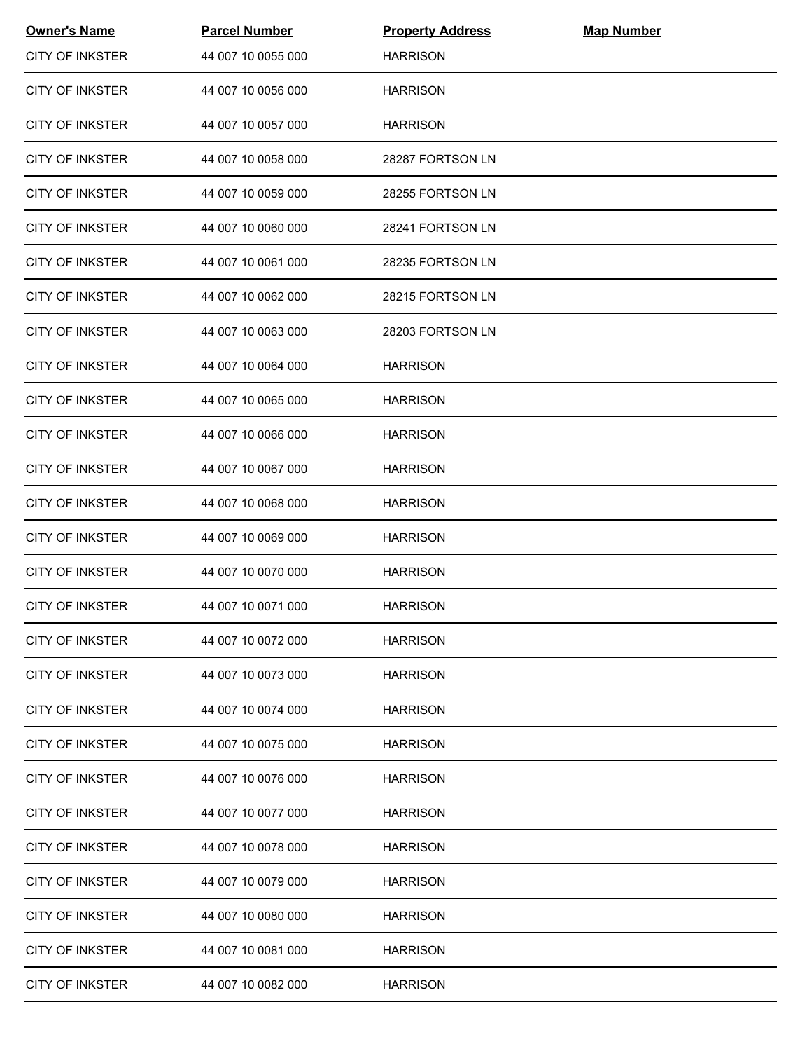| Owner's Name | Parcel Number | Property Address | Map Number |
|---|---|---|---|
| CITY OF INKSTER | 44 007 10 0055 000 | HARRISON | |
| CITY OF INKSTER | 44 007 10 0056 000 | HARRISON | |
| CITY OF INKSTER | 44 007 10 0057 000 | HARRISON | |
| CITY OF INKSTER | 44 007 10 0058 000 | 28287 FORTSON LN | |
| CITY OF INKSTER | 44 007 10 0059 000 | 28255 FORTSON LN | |
| CITY OF INKSTER | 44 007 10 0060 000 | 28241 FORTSON LN | |
| CITY OF INKSTER | 44 007 10 0061 000 | 28235 FORTSON LN | |
| CITY OF INKSTER | 44 007 10 0062 000 | 28215 FORTSON LN | |
| CITY OF INKSTER | 44 007 10 0063 000 | 28203 FORTSON LN | |
| CITY OF INKSTER | 44 007 10 0064 000 | HARRISON | |
| CITY OF INKSTER | 44 007 10 0065 000 | HARRISON | |
| CITY OF INKSTER | 44 007 10 0066 000 | HARRISON | |
| CITY OF INKSTER | 44 007 10 0067 000 | HARRISON | |
| CITY OF INKSTER | 44 007 10 0068 000 | HARRISON | |
| CITY OF INKSTER | 44 007 10 0069 000 | HARRISON | |
| CITY OF INKSTER | 44 007 10 0070 000 | HARRISON | |
| CITY OF INKSTER | 44 007 10 0071 000 | HARRISON | |
| CITY OF INKSTER | 44 007 10 0072 000 | HARRISON | |
| CITY OF INKSTER | 44 007 10 0073 000 | HARRISON | |
| CITY OF INKSTER | 44 007 10 0074 000 | HARRISON | |
| CITY OF INKSTER | 44 007 10 0075 000 | HARRISON | |
| CITY OF INKSTER | 44 007 10 0076 000 | HARRISON | |
| CITY OF INKSTER | 44 007 10 0077 000 | HARRISON | |
| CITY OF INKSTER | 44 007 10 0078 000 | HARRISON | |
| CITY OF INKSTER | 44 007 10 0079 000 | HARRISON | |
| CITY OF INKSTER | 44 007 10 0080 000 | HARRISON | |
| CITY OF INKSTER | 44 007 10 0081 000 | HARRISON | |
| CITY OF INKSTER | 44 007 10 0082 000 | HARRISON | |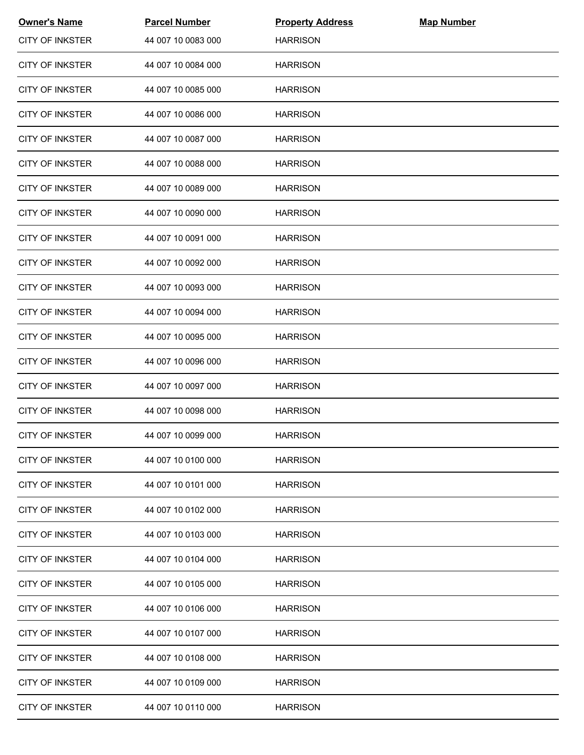| Owner's Name | Parcel Number | Property Address | Map Number |
| --- | --- | --- | --- |
| CITY OF INKSTER | 44 007 10 0083 000 | HARRISON | |
| CITY OF INKSTER | 44 007 10 0084 000 | HARRISON | |
| CITY OF INKSTER | 44 007 10 0085 000 | HARRISON | |
| CITY OF INKSTER | 44 007 10 0086 000 | HARRISON | |
| CITY OF INKSTER | 44 007 10 0087 000 | HARRISON | |
| CITY OF INKSTER | 44 007 10 0088 000 | HARRISON | |
| CITY OF INKSTER | 44 007 10 0089 000 | HARRISON | |
| CITY OF INKSTER | 44 007 10 0090 000 | HARRISON | |
| CITY OF INKSTER | 44 007 10 0091 000 | HARRISON | |
| CITY OF INKSTER | 44 007 10 0092 000 | HARRISON | |
| CITY OF INKSTER | 44 007 10 0093 000 | HARRISON | |
| CITY OF INKSTER | 44 007 10 0094 000 | HARRISON | |
| CITY OF INKSTER | 44 007 10 0095 000 | HARRISON | |
| CITY OF INKSTER | 44 007 10 0096 000 | HARRISON | |
| CITY OF INKSTER | 44 007 10 0097 000 | HARRISON | |
| CITY OF INKSTER | 44 007 10 0098 000 | HARRISON | |
| CITY OF INKSTER | 44 007 10 0099 000 | HARRISON | |
| CITY OF INKSTER | 44 007 10 0100 000 | HARRISON | |
| CITY OF INKSTER | 44 007 10 0101 000 | HARRISON | |
| CITY OF INKSTER | 44 007 10 0102 000 | HARRISON | |
| CITY OF INKSTER | 44 007 10 0103 000 | HARRISON | |
| CITY OF INKSTER | 44 007 10 0104 000 | HARRISON | |
| CITY OF INKSTER | 44 007 10 0105 000 | HARRISON | |
| CITY OF INKSTER | 44 007 10 0106 000 | HARRISON | |
| CITY OF INKSTER | 44 007 10 0107 000 | HARRISON | |
| CITY OF INKSTER | 44 007 10 0108 000 | HARRISON | |
| CITY OF INKSTER | 44 007 10 0109 000 | HARRISON | |
| CITY OF INKSTER | 44 007 10 0110 000 | HARRISON | |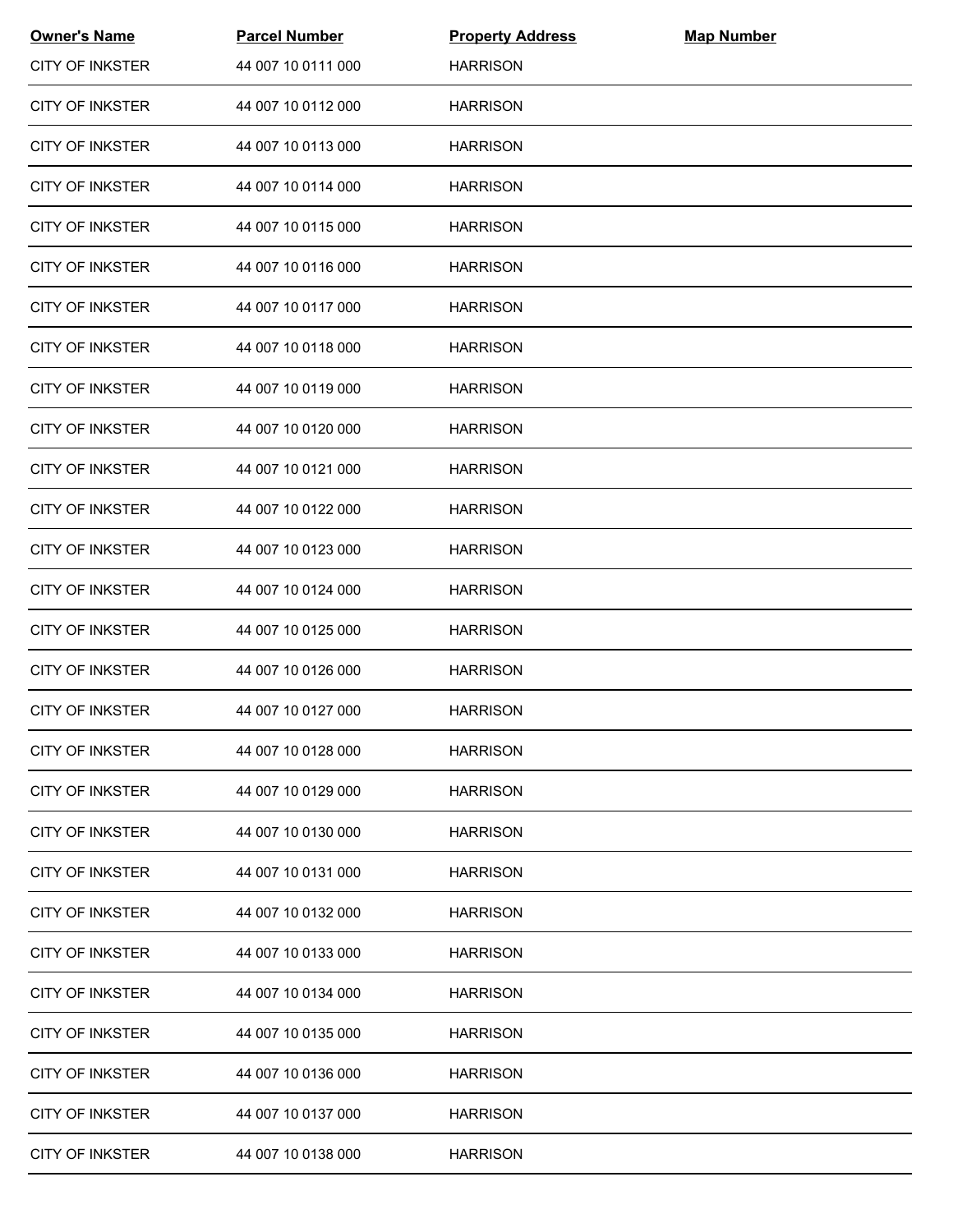| Owner's Name | Parcel Number | Property Address | Map Number |
|---|---|---|---|
| CITY OF INKSTER | 44 007 10 0111 000 | HARRISON | |
| CITY OF INKSTER | 44 007 10 0112 000 | HARRISON | |
| CITY OF INKSTER | 44 007 10 0113 000 | HARRISON | |
| CITY OF INKSTER | 44 007 10 0114 000 | HARRISON | |
| CITY OF INKSTER | 44 007 10 0115 000 | HARRISON | |
| CITY OF INKSTER | 44 007 10 0116 000 | HARRISON | |
| CITY OF INKSTER | 44 007 10 0117 000 | HARRISON | |
| CITY OF INKSTER | 44 007 10 0118 000 | HARRISON | |
| CITY OF INKSTER | 44 007 10 0119 000 | HARRISON | |
| CITY OF INKSTER | 44 007 10 0120 000 | HARRISON | |
| CITY OF INKSTER | 44 007 10 0121 000 | HARRISON | |
| CITY OF INKSTER | 44 007 10 0122 000 | HARRISON | |
| CITY OF INKSTER | 44 007 10 0123 000 | HARRISON | |
| CITY OF INKSTER | 44 007 10 0124 000 | HARRISON | |
| CITY OF INKSTER | 44 007 10 0125 000 | HARRISON | |
| CITY OF INKSTER | 44 007 10 0126 000 | HARRISON | |
| CITY OF INKSTER | 44 007 10 0127 000 | HARRISON | |
| CITY OF INKSTER | 44 007 10 0128 000 | HARRISON | |
| CITY OF INKSTER | 44 007 10 0129 000 | HARRISON | |
| CITY OF INKSTER | 44 007 10 0130 000 | HARRISON | |
| CITY OF INKSTER | 44 007 10 0131 000 | HARRISON | |
| CITY OF INKSTER | 44 007 10 0132 000 | HARRISON | |
| CITY OF INKSTER | 44 007 10 0133 000 | HARRISON | |
| CITY OF INKSTER | 44 007 10 0134 000 | HARRISON | |
| CITY OF INKSTER | 44 007 10 0135 000 | HARRISON | |
| CITY OF INKSTER | 44 007 10 0136 000 | HARRISON | |
| CITY OF INKSTER | 44 007 10 0137 000 | HARRISON | |
| CITY OF INKSTER | 44 007 10 0138 000 | HARRISON | |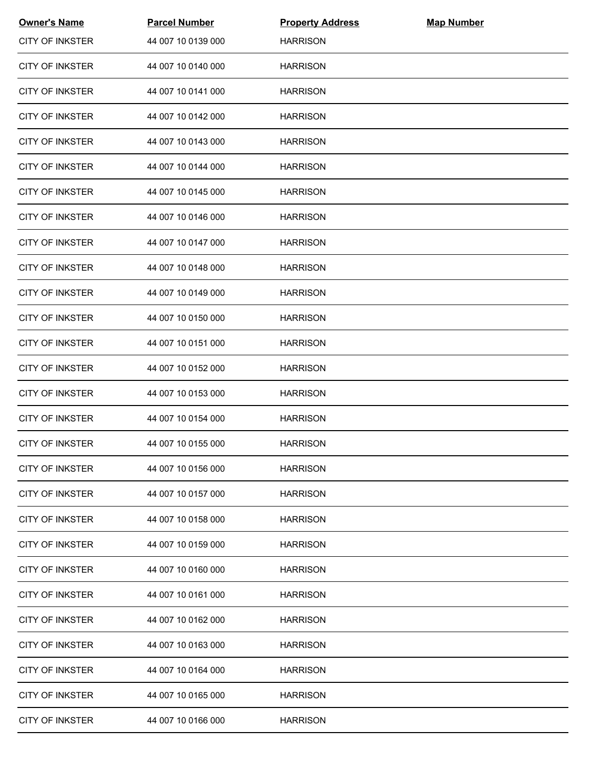| Owner's Name | Parcel Number | Property Address | Map Number |
| --- | --- | --- | --- |
| CITY OF INKSTER | 44 007 10 0139 000 | HARRISON | |
| CITY OF INKSTER | 44 007 10 0140 000 | HARRISON | |
| CITY OF INKSTER | 44 007 10 0141 000 | HARRISON | |
| CITY OF INKSTER | 44 007 10 0142 000 | HARRISON | |
| CITY OF INKSTER | 44 007 10 0143 000 | HARRISON | |
| CITY OF INKSTER | 44 007 10 0144 000 | HARRISON | |
| CITY OF INKSTER | 44 007 10 0145 000 | HARRISON | |
| CITY OF INKSTER | 44 007 10 0146 000 | HARRISON | |
| CITY OF INKSTER | 44 007 10 0147 000 | HARRISON | |
| CITY OF INKSTER | 44 007 10 0148 000 | HARRISON | |
| CITY OF INKSTER | 44 007 10 0149 000 | HARRISON | |
| CITY OF INKSTER | 44 007 10 0150 000 | HARRISON | |
| CITY OF INKSTER | 44 007 10 0151 000 | HARRISON | |
| CITY OF INKSTER | 44 007 10 0152 000 | HARRISON | |
| CITY OF INKSTER | 44 007 10 0153 000 | HARRISON | |
| CITY OF INKSTER | 44 007 10 0154 000 | HARRISON | |
| CITY OF INKSTER | 44 007 10 0155 000 | HARRISON | |
| CITY OF INKSTER | 44 007 10 0156 000 | HARRISON | |
| CITY OF INKSTER | 44 007 10 0157 000 | HARRISON | |
| CITY OF INKSTER | 44 007 10 0158 000 | HARRISON | |
| CITY OF INKSTER | 44 007 10 0159 000 | HARRISON | |
| CITY OF INKSTER | 44 007 10 0160 000 | HARRISON | |
| CITY OF INKSTER | 44 007 10 0161 000 | HARRISON | |
| CITY OF INKSTER | 44 007 10 0162 000 | HARRISON | |
| CITY OF INKSTER | 44 007 10 0163 000 | HARRISON | |
| CITY OF INKSTER | 44 007 10 0164 000 | HARRISON | |
| CITY OF INKSTER | 44 007 10 0165 000 | HARRISON | |
| CITY OF INKSTER | 44 007 10 0166 000 | HARRISON | |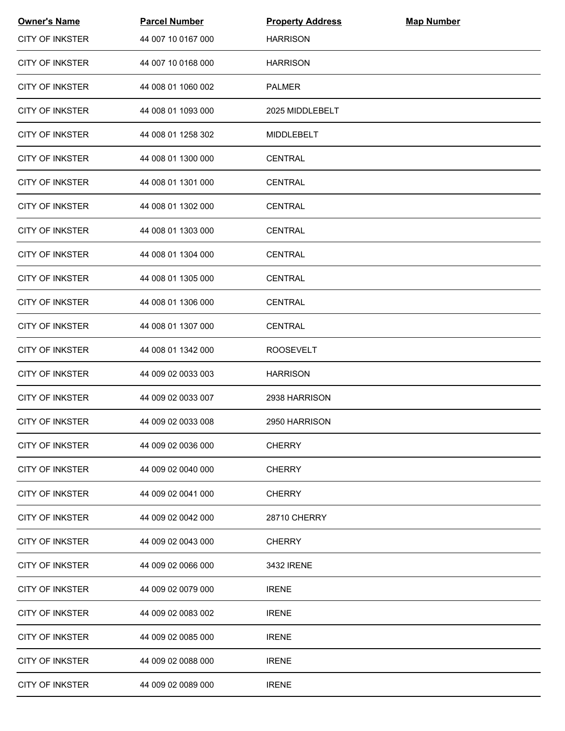| Owner's Name | Parcel Number | Property Address | Map Number |
|---|---|---|---|
| CITY OF INKSTER | 44 007 10 0167 000 | HARRISON | |
| CITY OF INKSTER | 44 007 10 0168 000 | HARRISON | |
| CITY OF INKSTER | 44 008 01 1060 002 | PALMER | |
| CITY OF INKSTER | 44 008 01 1093 000 | 2025 MIDDLEBELT | |
| CITY OF INKSTER | 44 008 01 1258 302 | MIDDLEBELT | |
| CITY OF INKSTER | 44 008 01 1300 000 | CENTRAL | |
| CITY OF INKSTER | 44 008 01 1301 000 | CENTRAL | |
| CITY OF INKSTER | 44 008 01 1302 000 | CENTRAL | |
| CITY OF INKSTER | 44 008 01 1303 000 | CENTRAL | |
| CITY OF INKSTER | 44 008 01 1304 000 | CENTRAL | |
| CITY OF INKSTER | 44 008 01 1305 000 | CENTRAL | |
| CITY OF INKSTER | 44 008 01 1306 000 | CENTRAL | |
| CITY OF INKSTER | 44 008 01 1307 000 | CENTRAL | |
| CITY OF INKSTER | 44 008 01 1342 000 | ROOSEVELT | |
| CITY OF INKSTER | 44 009 02 0033 003 | HARRISON | |
| CITY OF INKSTER | 44 009 02 0033 007 | 2938 HARRISON | |
| CITY OF INKSTER | 44 009 02 0033 008 | 2950 HARRISON | |
| CITY OF INKSTER | 44 009 02 0036 000 | CHERRY | |
| CITY OF INKSTER | 44 009 02 0040 000 | CHERRY | |
| CITY OF INKSTER | 44 009 02 0041 000 | CHERRY | |
| CITY OF INKSTER | 44 009 02 0042 000 | 28710 CHERRY | |
| CITY OF INKSTER | 44 009 02 0043 000 | CHERRY | |
| CITY OF INKSTER | 44 009 02 0066 000 | 3432 IRENE | |
| CITY OF INKSTER | 44 009 02 0079 000 | IRENE | |
| CITY OF INKSTER | 44 009 02 0083 002 | IRENE | |
| CITY OF INKSTER | 44 009 02 0085 000 | IRENE | |
| CITY OF INKSTER | 44 009 02 0088 000 | IRENE | |
| CITY OF INKSTER | 44 009 02 0089 000 | IRENE | |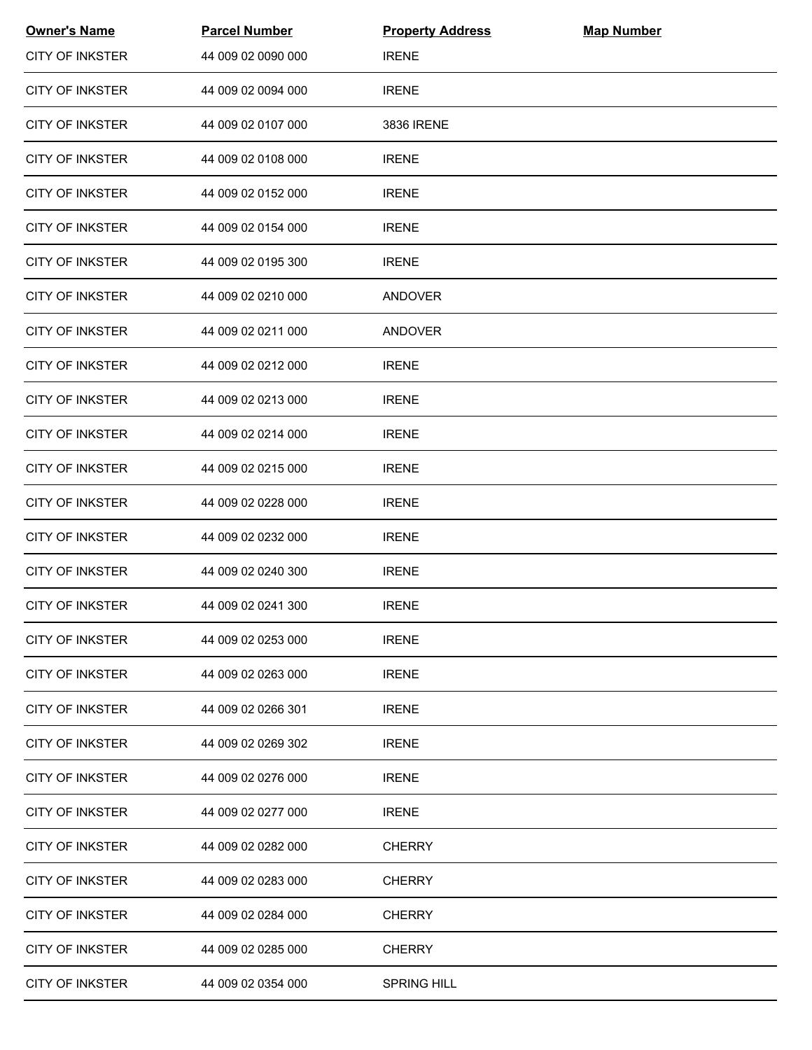| Owner's Name | Parcel Number | Property Address | Map Number |
| --- | --- | --- | --- |
| CITY OF INKSTER | 44 009 02 0090 000 | IRENE | |
| CITY OF INKSTER | 44 009 02 0094 000 | IRENE | |
| CITY OF INKSTER | 44 009 02 0107 000 | 3836 IRENE | |
| CITY OF INKSTER | 44 009 02 0108 000 | IRENE | |
| CITY OF INKSTER | 44 009 02 0152 000 | IRENE | |
| CITY OF INKSTER | 44 009 02 0154 000 | IRENE | |
| CITY OF INKSTER | 44 009 02 0195 300 | IRENE | |
| CITY OF INKSTER | 44 009 02 0210 000 | ANDOVER | |
| CITY OF INKSTER | 44 009 02 0211 000 | ANDOVER | |
| CITY OF INKSTER | 44 009 02 0212 000 | IRENE | |
| CITY OF INKSTER | 44 009 02 0213 000 | IRENE | |
| CITY OF INKSTER | 44 009 02 0214 000 | IRENE | |
| CITY OF INKSTER | 44 009 02 0215 000 | IRENE | |
| CITY OF INKSTER | 44 009 02 0228 000 | IRENE | |
| CITY OF INKSTER | 44 009 02 0232 000 | IRENE | |
| CITY OF INKSTER | 44 009 02 0240 300 | IRENE | |
| CITY OF INKSTER | 44 009 02 0241 300 | IRENE | |
| CITY OF INKSTER | 44 009 02 0253 000 | IRENE | |
| CITY OF INKSTER | 44 009 02 0263 000 | IRENE | |
| CITY OF INKSTER | 44 009 02 0266 301 | IRENE | |
| CITY OF INKSTER | 44 009 02 0269 302 | IRENE | |
| CITY OF INKSTER | 44 009 02 0276 000 | IRENE | |
| CITY OF INKSTER | 44 009 02 0277 000 | IRENE | |
| CITY OF INKSTER | 44 009 02 0282 000 | CHERRY | |
| CITY OF INKSTER | 44 009 02 0283 000 | CHERRY | |
| CITY OF INKSTER | 44 009 02 0284 000 | CHERRY | |
| CITY OF INKSTER | 44 009 02 0285 000 | CHERRY | |
| CITY OF INKSTER | 44 009 02 0354 000 | SPRING HILL | |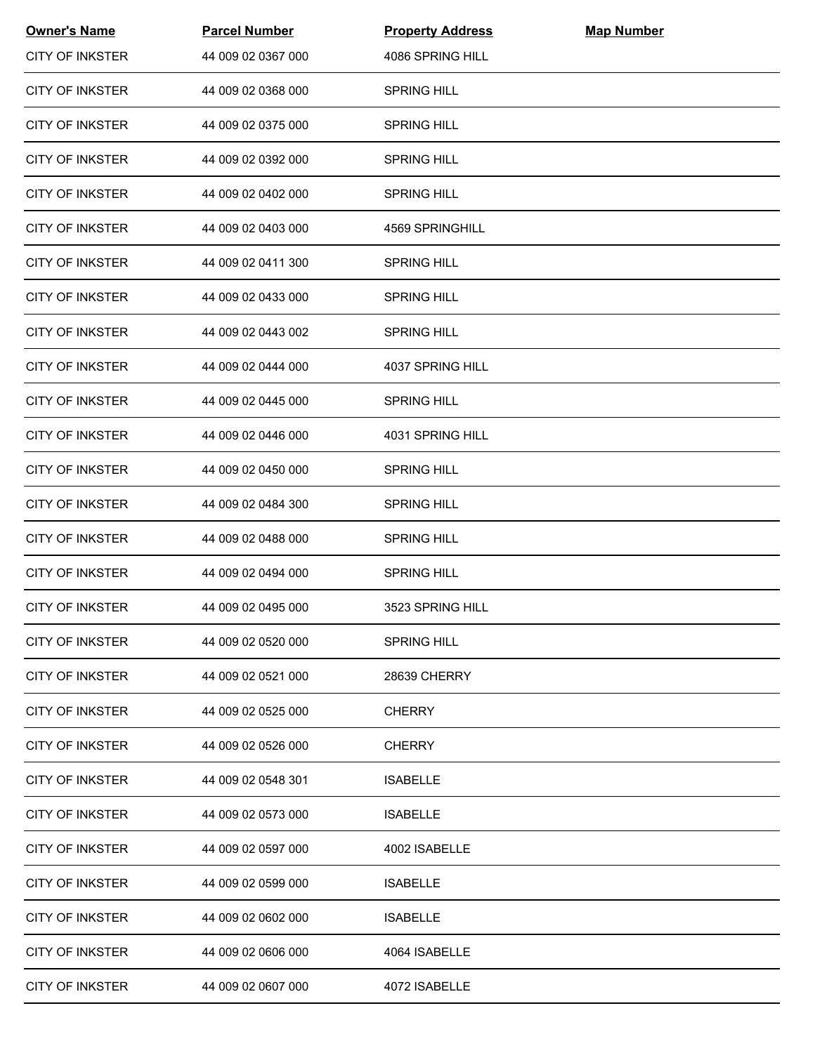| Owner's Name | Parcel Number | Property Address | Map Number |
|---|---|---|---|
| CITY OF INKSTER | 44 009 02 0367 000 | 4086 SPRING HILL | |
| CITY OF INKSTER | 44 009 02 0368 000 | SPRING HILL | |
| CITY OF INKSTER | 44 009 02 0375 000 | SPRING HILL | |
| CITY OF INKSTER | 44 009 02 0392 000 | SPRING HILL | |
| CITY OF INKSTER | 44 009 02 0402 000 | SPRING HILL | |
| CITY OF INKSTER | 44 009 02 0403 000 | 4569 SPRINGHILL | |
| CITY OF INKSTER | 44 009 02 0411 300 | SPRING HILL | |
| CITY OF INKSTER | 44 009 02 0433 000 | SPRING HILL | |
| CITY OF INKSTER | 44 009 02 0443 002 | SPRING HILL | |
| CITY OF INKSTER | 44 009 02 0444 000 | 4037 SPRING HILL | |
| CITY OF INKSTER | 44 009 02 0445 000 | SPRING HILL | |
| CITY OF INKSTER | 44 009 02 0446 000 | 4031 SPRING HILL | |
| CITY OF INKSTER | 44 009 02 0450 000 | SPRING HILL | |
| CITY OF INKSTER | 44 009 02 0484 300 | SPRING HILL | |
| CITY OF INKSTER | 44 009 02 0488 000 | SPRING HILL | |
| CITY OF INKSTER | 44 009 02 0494 000 | SPRING HILL | |
| CITY OF INKSTER | 44 009 02 0495 000 | 3523 SPRING HILL | |
| CITY OF INKSTER | 44 009 02 0520 000 | SPRING HILL | |
| CITY OF INKSTER | 44 009 02 0521 000 | 28639 CHERRY | |
| CITY OF INKSTER | 44 009 02 0525 000 | CHERRY | |
| CITY OF INKSTER | 44 009 02 0526 000 | CHERRY | |
| CITY OF INKSTER | 44 009 02 0548 301 | ISABELLE | |
| CITY OF INKSTER | 44 009 02 0573 000 | ISABELLE | |
| CITY OF INKSTER | 44 009 02 0597 000 | 4002 ISABELLE | |
| CITY OF INKSTER | 44 009 02 0599 000 | ISABELLE | |
| CITY OF INKSTER | 44 009 02 0602 000 | ISABELLE | |
| CITY OF INKSTER | 44 009 02 0606 000 | 4064 ISABELLE | |
| CITY OF INKSTER | 44 009 02 0607 000 | 4072 ISABELLE | |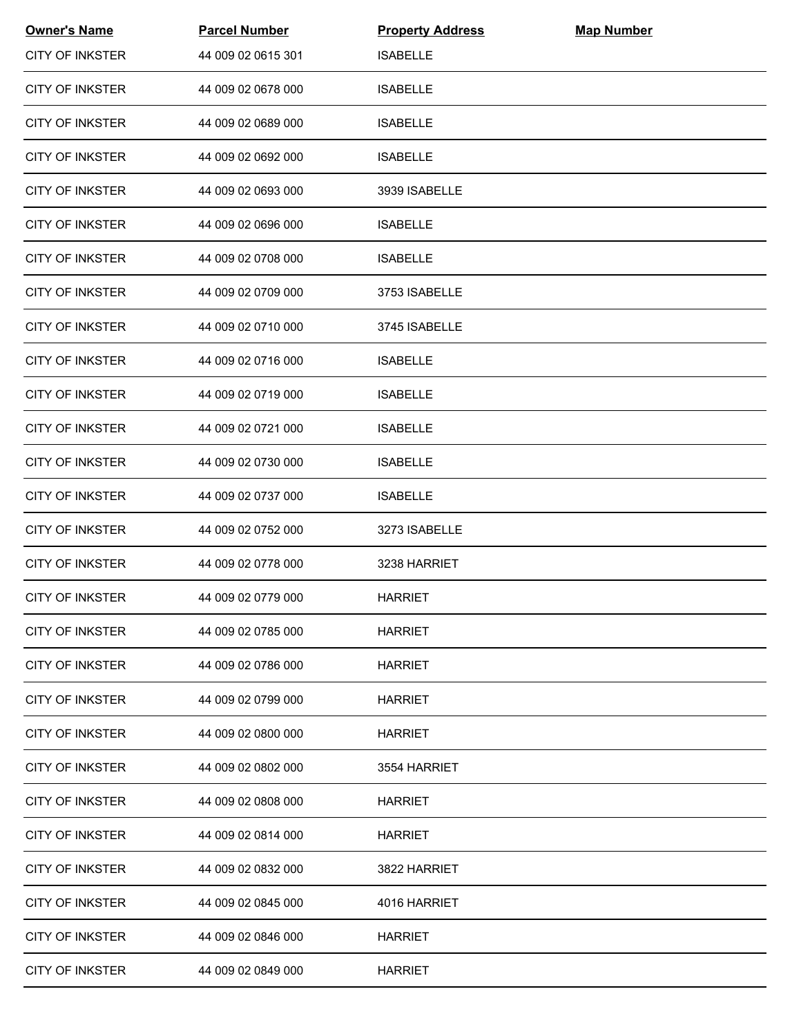| Owner's Name | Parcel Number | Property Address | Map Number |
| --- | --- | --- | --- |
| CITY OF INKSTER | 44 009 02 0615 301 | ISABELLE | |
| CITY OF INKSTER | 44 009 02 0678 000 | ISABELLE | |
| CITY OF INKSTER | 44 009 02 0689 000 | ISABELLE | |
| CITY OF INKSTER | 44 009 02 0692 000 | ISABELLE | |
| CITY OF INKSTER | 44 009 02 0693 000 | 3939 ISABELLE | |
| CITY OF INKSTER | 44 009 02 0696 000 | ISABELLE | |
| CITY OF INKSTER | 44 009 02 0708 000 | ISABELLE | |
| CITY OF INKSTER | 44 009 02 0709 000 | 3753 ISABELLE | |
| CITY OF INKSTER | 44 009 02 0710 000 | 3745 ISABELLE | |
| CITY OF INKSTER | 44 009 02 0716 000 | ISABELLE | |
| CITY OF INKSTER | 44 009 02 0719 000 | ISABELLE | |
| CITY OF INKSTER | 44 009 02 0721 000 | ISABELLE | |
| CITY OF INKSTER | 44 009 02 0730 000 | ISABELLE | |
| CITY OF INKSTER | 44 009 02 0737 000 | ISABELLE | |
| CITY OF INKSTER | 44 009 02 0752 000 | 3273 ISABELLE | |
| CITY OF INKSTER | 44 009 02 0778 000 | 3238 HARRIET | |
| CITY OF INKSTER | 44 009 02 0779 000 | HARRIET | |
| CITY OF INKSTER | 44 009 02 0785 000 | HARRIET | |
| CITY OF INKSTER | 44 009 02 0786 000 | HARRIET | |
| CITY OF INKSTER | 44 009 02 0799 000 | HARRIET | |
| CITY OF INKSTER | 44 009 02 0800 000 | HARRIET | |
| CITY OF INKSTER | 44 009 02 0802 000 | 3554 HARRIET | |
| CITY OF INKSTER | 44 009 02 0808 000 | HARRIET | |
| CITY OF INKSTER | 44 009 02 0814 000 | HARRIET | |
| CITY OF INKSTER | 44 009 02 0832 000 | 3822 HARRIET | |
| CITY OF INKSTER | 44 009 02 0845 000 | 4016 HARRIET | |
| CITY OF INKSTER | 44 009 02 0846 000 | HARRIET | |
| CITY OF INKSTER | 44 009 02 0849 000 | HARRIET | |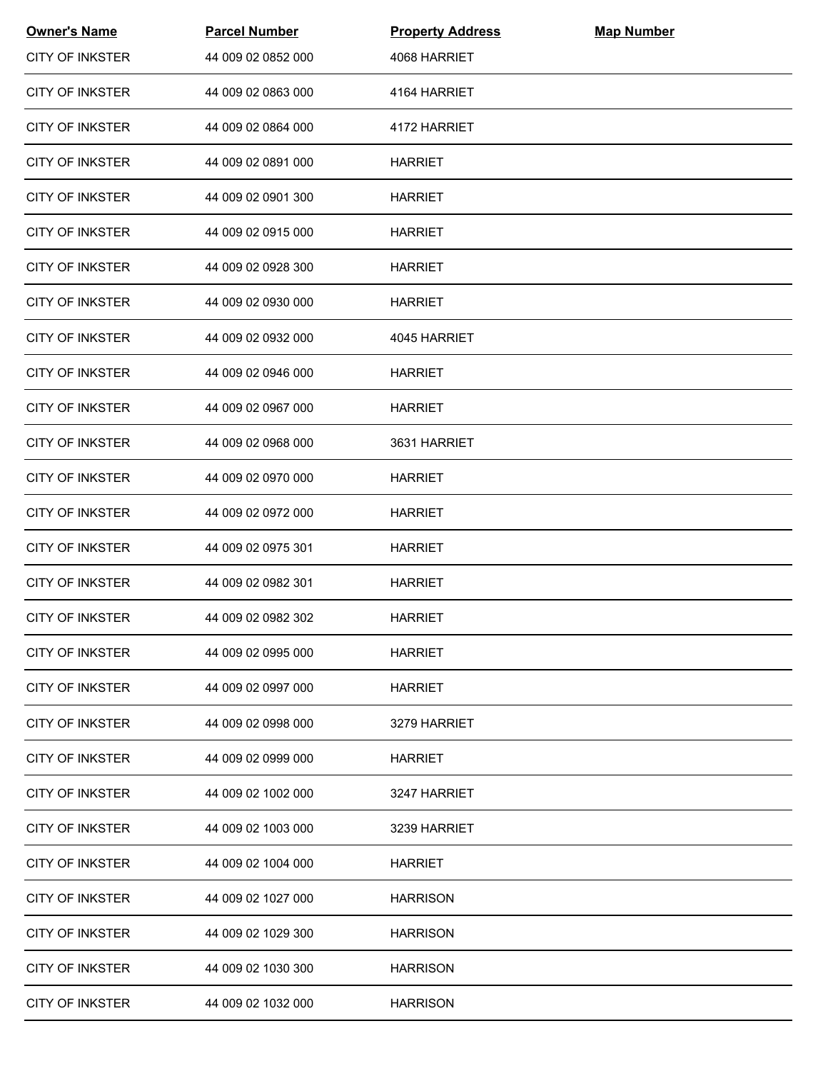| Owner's Name | Parcel Number | Property Address | Map Number |
| --- | --- | --- | --- |
| CITY OF INKSTER | 44 009 02 0852 000 | 4068 HARRIET | |
| CITY OF INKSTER | 44 009 02 0863 000 | 4164 HARRIET | |
| CITY OF INKSTER | 44 009 02 0864 000 | 4172 HARRIET | |
| CITY OF INKSTER | 44 009 02 0891 000 | HARRIET | |
| CITY OF INKSTER | 44 009 02 0901 300 | HARRIET | |
| CITY OF INKSTER | 44 009 02 0915 000 | HARRIET | |
| CITY OF INKSTER | 44 009 02 0928 300 | HARRIET | |
| CITY OF INKSTER | 44 009 02 0930 000 | HARRIET | |
| CITY OF INKSTER | 44 009 02 0932 000 | 4045 HARRIET | |
| CITY OF INKSTER | 44 009 02 0946 000 | HARRIET | |
| CITY OF INKSTER | 44 009 02 0967 000 | HARRIET | |
| CITY OF INKSTER | 44 009 02 0968 000 | 3631 HARRIET | |
| CITY OF INKSTER | 44 009 02 0970 000 | HARRIET | |
| CITY OF INKSTER | 44 009 02 0972 000 | HARRIET | |
| CITY OF INKSTER | 44 009 02 0975 301 | HARRIET | |
| CITY OF INKSTER | 44 009 02 0982 301 | HARRIET | |
| CITY OF INKSTER | 44 009 02 0982 302 | HARRIET | |
| CITY OF INKSTER | 44 009 02 0995 000 | HARRIET | |
| CITY OF INKSTER | 44 009 02 0997 000 | HARRIET | |
| CITY OF INKSTER | 44 009 02 0998 000 | 3279 HARRIET | |
| CITY OF INKSTER | 44 009 02 0999 000 | HARRIET | |
| CITY OF INKSTER | 44 009 02 1002 000 | 3247 HARRIET | |
| CITY OF INKSTER | 44 009 02 1003 000 | 3239 HARRIET | |
| CITY OF INKSTER | 44 009 02 1004 000 | HARRIET | |
| CITY OF INKSTER | 44 009 02 1027 000 | HARRISON | |
| CITY OF INKSTER | 44 009 02 1029 300 | HARRISON | |
| CITY OF INKSTER | 44 009 02 1030 300 | HARRISON | |
| CITY OF INKSTER | 44 009 02 1032 000 | HARRISON | |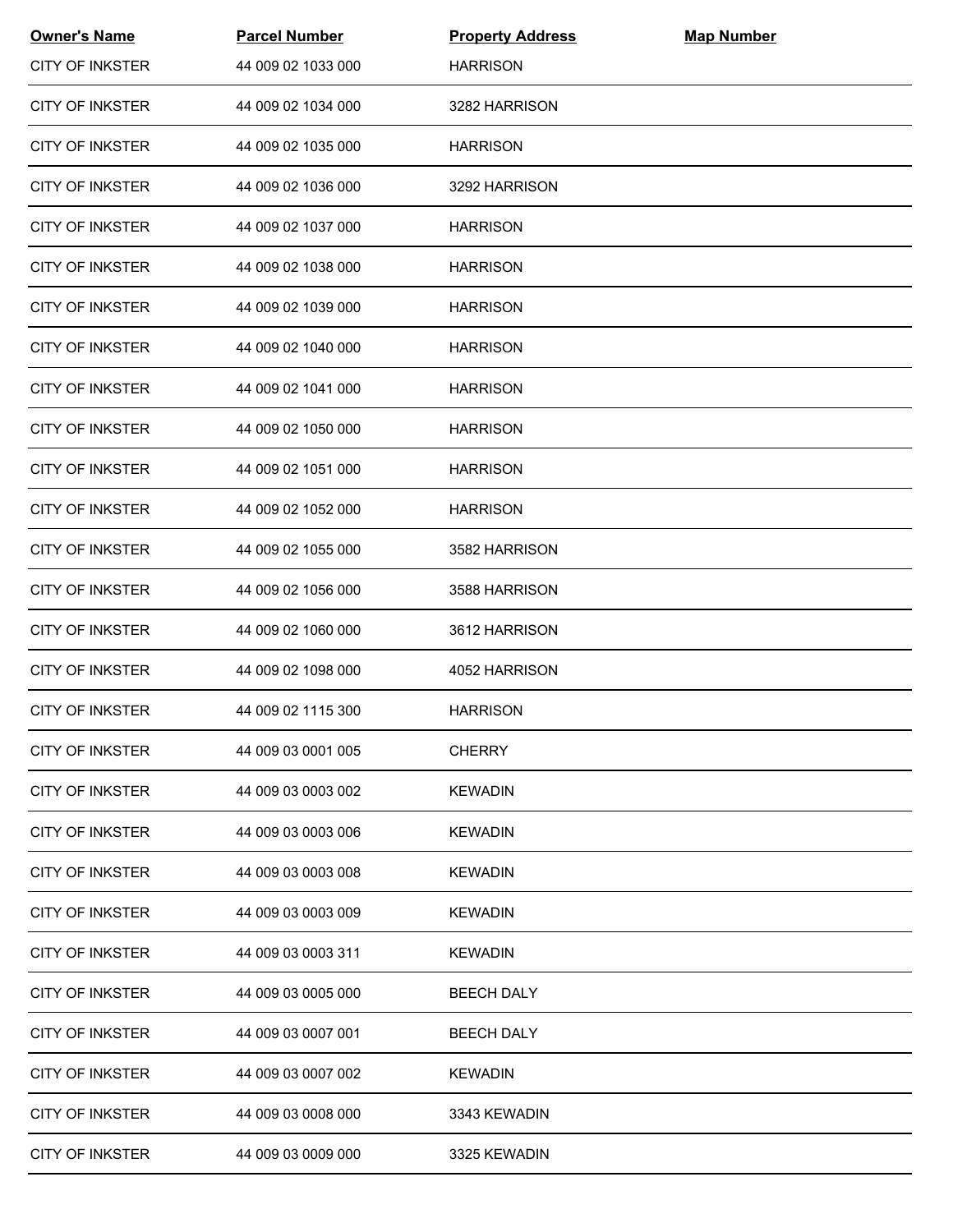| Owner's Name | Parcel Number | Property Address | Map Number |
|---|---|---|---|
| CITY OF INKSTER | 44 009 02 1033 000 | HARRISON | |
| CITY OF INKSTER | 44 009 02 1034 000 | 3282 HARRISON | |
| CITY OF INKSTER | 44 009 02 1035 000 | HARRISON | |
| CITY OF INKSTER | 44 009 02 1036 000 | 3292 HARRISON | |
| CITY OF INKSTER | 44 009 02 1037 000 | HARRISON | |
| CITY OF INKSTER | 44 009 02 1038 000 | HARRISON | |
| CITY OF INKSTER | 44 009 02 1039 000 | HARRISON | |
| CITY OF INKSTER | 44 009 02 1040 000 | HARRISON | |
| CITY OF INKSTER | 44 009 02 1041 000 | HARRISON | |
| CITY OF INKSTER | 44 009 02 1050 000 | HARRISON | |
| CITY OF INKSTER | 44 009 02 1051 000 | HARRISON | |
| CITY OF INKSTER | 44 009 02 1052 000 | HARRISON | |
| CITY OF INKSTER | 44 009 02 1055 000 | 3582 HARRISON | |
| CITY OF INKSTER | 44 009 02 1056 000 | 3588 HARRISON | |
| CITY OF INKSTER | 44 009 02 1060 000 | 3612 HARRISON | |
| CITY OF INKSTER | 44 009 02 1098 000 | 4052 HARRISON | |
| CITY OF INKSTER | 44 009 02 1115 300 | HARRISON | |
| CITY OF INKSTER | 44 009 03 0001 005 | CHERRY | |
| CITY OF INKSTER | 44 009 03 0003 002 | KEWADIN | |
| CITY OF INKSTER | 44 009 03 0003 006 | KEWADIN | |
| CITY OF INKSTER | 44 009 03 0003 008 | KEWADIN | |
| CITY OF INKSTER | 44 009 03 0003 009 | KEWADIN | |
| CITY OF INKSTER | 44 009 03 0003 311 | KEWADIN | |
| CITY OF INKSTER | 44 009 03 0005 000 | BEECH DALY | |
| CITY OF INKSTER | 44 009 03 0007 001 | BEECH DALY | |
| CITY OF INKSTER | 44 009 03 0007 002 | KEWADIN | |
| CITY OF INKSTER | 44 009 03 0008 000 | 3343 KEWADIN | |
| CITY OF INKSTER | 44 009 03 0009 000 | 3325 KEWADIN | |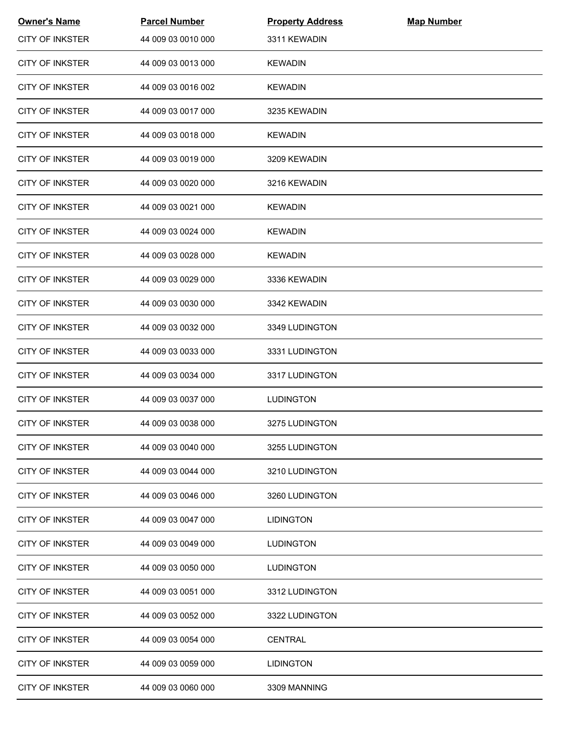| Owner's Name | Parcel Number | Property Address | Map Number |
|---|---|---|---|
| CITY OF INKSTER | 44 009 03 0010 000 | 3311 KEWADIN | |
| CITY OF INKSTER | 44 009 03 0013 000 | KEWADIN | |
| CITY OF INKSTER | 44 009 03 0016 002 | KEWADIN | |
| CITY OF INKSTER | 44 009 03 0017 000 | 3235 KEWADIN | |
| CITY OF INKSTER | 44 009 03 0018 000 | KEWADIN | |
| CITY OF INKSTER | 44 009 03 0019 000 | 3209 KEWADIN | |
| CITY OF INKSTER | 44 009 03 0020 000 | 3216 KEWADIN | |
| CITY OF INKSTER | 44 009 03 0021 000 | KEWADIN | |
| CITY OF INKSTER | 44 009 03 0024 000 | KEWADIN | |
| CITY OF INKSTER | 44 009 03 0028 000 | KEWADIN | |
| CITY OF INKSTER | 44 009 03 0029 000 | 3336 KEWADIN | |
| CITY OF INKSTER | 44 009 03 0030 000 | 3342 KEWADIN | |
| CITY OF INKSTER | 44 009 03 0032 000 | 3349 LUDINGTON | |
| CITY OF INKSTER | 44 009 03 0033 000 | 3331 LUDINGTON | |
| CITY OF INKSTER | 44 009 03 0034 000 | 3317 LUDINGTON | |
| CITY OF INKSTER | 44 009 03 0037 000 | LUDINGTON | |
| CITY OF INKSTER | 44 009 03 0038 000 | 3275 LUDINGTON | |
| CITY OF INKSTER | 44 009 03 0040 000 | 3255 LUDINGTON | |
| CITY OF INKSTER | 44 009 03 0044 000 | 3210 LUDINGTON | |
| CITY OF INKSTER | 44 009 03 0046 000 | 3260 LUDINGTON | |
| CITY OF INKSTER | 44 009 03 0047 000 | LIDINGTON | |
| CITY OF INKSTER | 44 009 03 0049 000 | LUDINGTON | |
| CITY OF INKSTER | 44 009 03 0050 000 | LUDINGTON | |
| CITY OF INKSTER | 44 009 03 0051 000 | 3312 LUDINGTON | |
| CITY OF INKSTER | 44 009 03 0052 000 | 3322 LUDINGTON | |
| CITY OF INKSTER | 44 009 03 0054 000 | CENTRAL | |
| CITY OF INKSTER | 44 009 03 0059 000 | LIDINGTON | |
| CITY OF INKSTER | 44 009 03 0060 000 | 3309 MANNING | |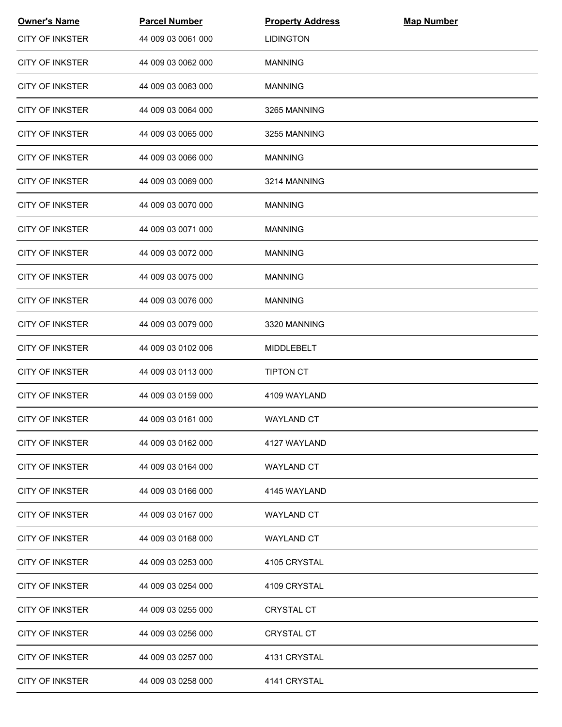| Owner's Name | Parcel Number | Property Address | Map Number |
| --- | --- | --- | --- |
| CITY OF INKSTER | 44 009 03 0061 000 | LIDINGTON | |
| CITY OF INKSTER | 44 009 03 0062 000 | MANNING | |
| CITY OF INKSTER | 44 009 03 0063 000 | MANNING | |
| CITY OF INKSTER | 44 009 03 0064 000 | 3265 MANNING | |
| CITY OF INKSTER | 44 009 03 0065 000 | 3255 MANNING | |
| CITY OF INKSTER | 44 009 03 0066 000 | MANNING | |
| CITY OF INKSTER | 44 009 03 0069 000 | 3214 MANNING | |
| CITY OF INKSTER | 44 009 03 0070 000 | MANNING | |
| CITY OF INKSTER | 44 009 03 0071 000 | MANNING | |
| CITY OF INKSTER | 44 009 03 0072 000 | MANNING | |
| CITY OF INKSTER | 44 009 03 0075 000 | MANNING | |
| CITY OF INKSTER | 44 009 03 0076 000 | MANNING | |
| CITY OF INKSTER | 44 009 03 0079 000 | 3320 MANNING | |
| CITY OF INKSTER | 44 009 03 0102 006 | MIDDLEBELT | |
| CITY OF INKSTER | 44 009 03 0113 000 | TIPTON CT | |
| CITY OF INKSTER | 44 009 03 0159 000 | 4109 WAYLAND | |
| CITY OF INKSTER | 44 009 03 0161 000 | WAYLAND CT | |
| CITY OF INKSTER | 44 009 03 0162 000 | 4127 WAYLAND | |
| CITY OF INKSTER | 44 009 03 0164 000 | WAYLAND CT | |
| CITY OF INKSTER | 44 009 03 0166 000 | 4145 WAYLAND | |
| CITY OF INKSTER | 44 009 03 0167 000 | WAYLAND CT | |
| CITY OF INKSTER | 44 009 03 0168 000 | WAYLAND CT | |
| CITY OF INKSTER | 44 009 03 0253 000 | 4105 CRYSTAL | |
| CITY OF INKSTER | 44 009 03 0254 000 | 4109 CRYSTAL | |
| CITY OF INKSTER | 44 009 03 0255 000 | CRYSTAL CT | |
| CITY OF INKSTER | 44 009 03 0256 000 | CRYSTAL CT | |
| CITY OF INKSTER | 44 009 03 0257 000 | 4131 CRYSTAL | |
| CITY OF INKSTER | 44 009 03 0258 000 | 4141 CRYSTAL | |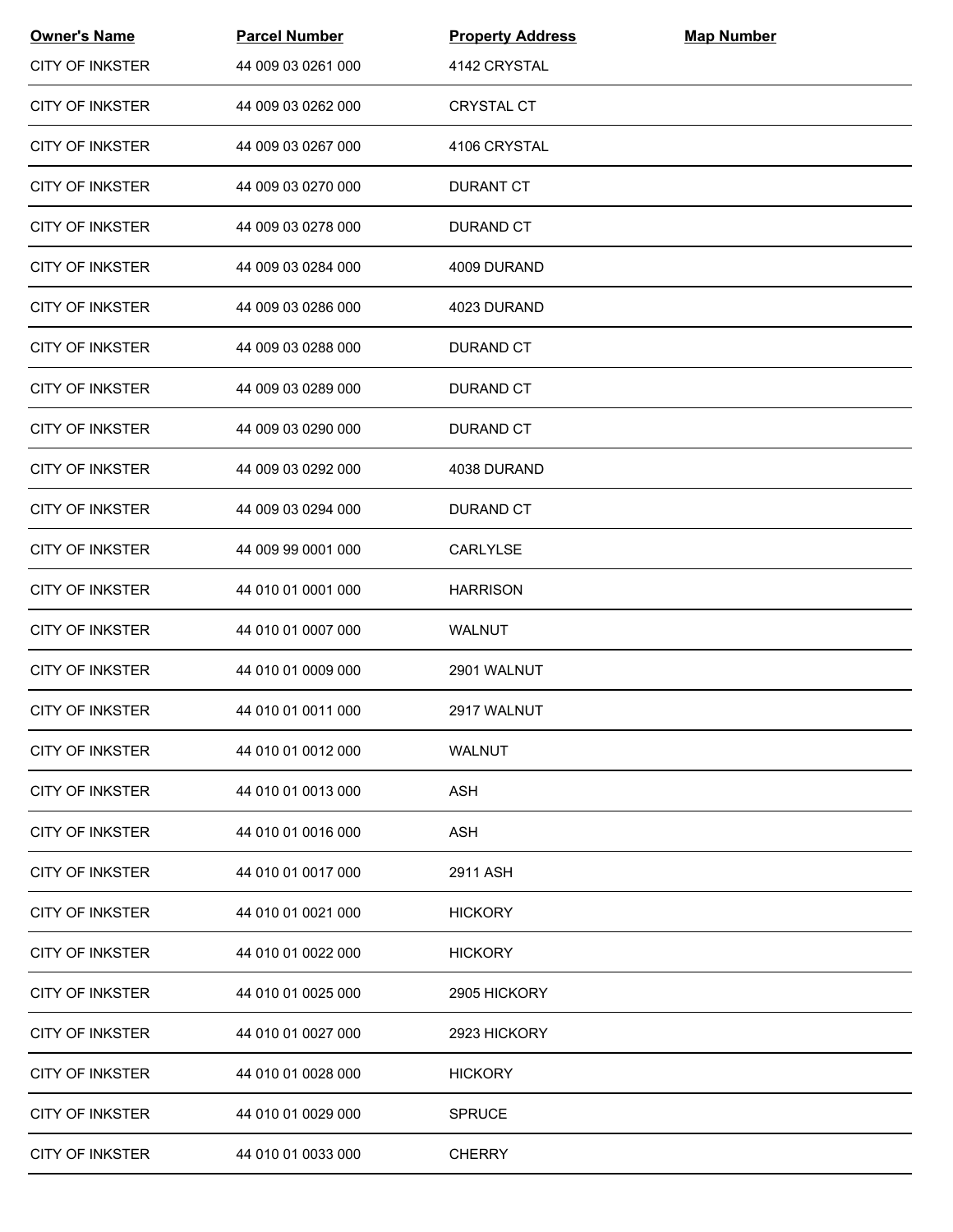| Owner's Name | Parcel Number | Property Address | Map Number |
|---|---|---|---|
| CITY OF INKSTER | 44 009 03 0261 000 | 4142 CRYSTAL | |
| CITY OF INKSTER | 44 009 03 0262 000 | CRYSTAL CT | |
| CITY OF INKSTER | 44 009 03 0267 000 | 4106 CRYSTAL | |
| CITY OF INKSTER | 44 009 03 0270 000 | DURANT CT | |
| CITY OF INKSTER | 44 009 03 0278 000 | DURAND CT | |
| CITY OF INKSTER | 44 009 03 0284 000 | 4009 DURAND | |
| CITY OF INKSTER | 44 009 03 0286 000 | 4023 DURAND | |
| CITY OF INKSTER | 44 009 03 0288 000 | DURAND CT | |
| CITY OF INKSTER | 44 009 03 0289 000 | DURAND CT | |
| CITY OF INKSTER | 44 009 03 0290 000 | DURAND CT | |
| CITY OF INKSTER | 44 009 03 0292 000 | 4038 DURAND | |
| CITY OF INKSTER | 44 009 03 0294 000 | DURAND CT | |
| CITY OF INKSTER | 44 009 99 0001 000 | CARLYLSE | |
| CITY OF INKSTER | 44 010 01 0001 000 | HARRISON | |
| CITY OF INKSTER | 44 010 01 0007 000 | WALNUT | |
| CITY OF INKSTER | 44 010 01 0009 000 | 2901 WALNUT | |
| CITY OF INKSTER | 44 010 01 0011 000 | 2917 WALNUT | |
| CITY OF INKSTER | 44 010 01 0012 000 | WALNUT | |
| CITY OF INKSTER | 44 010 01 0013 000 | ASH | |
| CITY OF INKSTER | 44 010 01 0016 000 | ASH | |
| CITY OF INKSTER | 44 010 01 0017 000 | 2911 ASH | |
| CITY OF INKSTER | 44 010 01 0021 000 | HICKORY | |
| CITY OF INKSTER | 44 010 01 0022 000 | HICKORY | |
| CITY OF INKSTER | 44 010 01 0025 000 | 2905 HICKORY | |
| CITY OF INKSTER | 44 010 01 0027 000 | 2923 HICKORY | |
| CITY OF INKSTER | 44 010 01 0028 000 | HICKORY | |
| CITY OF INKSTER | 44 010 01 0029 000 | SPRUCE | |
| CITY OF INKSTER | 44 010 01 0033 000 | CHERRY | |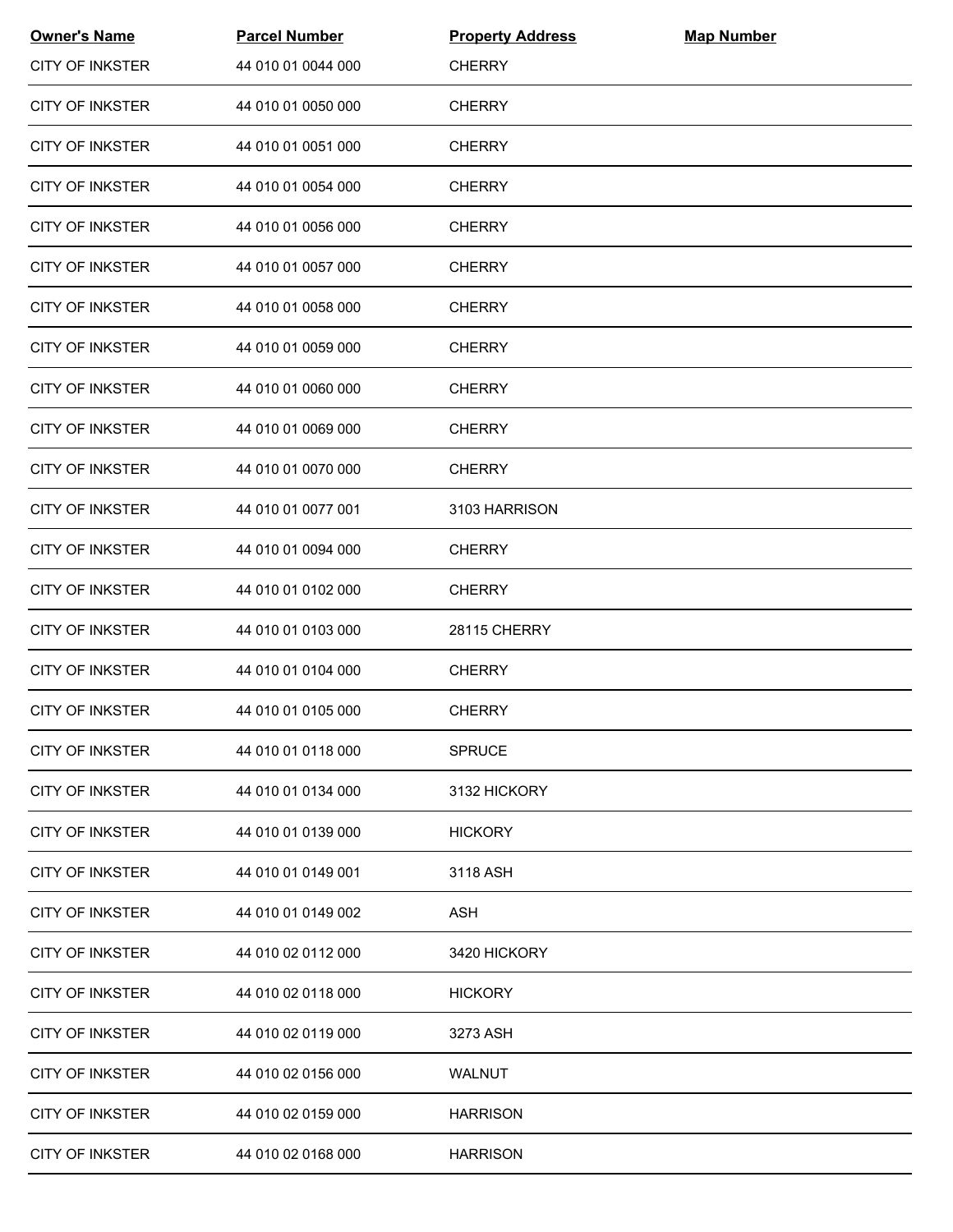| Owner's Name | Parcel Number | Property Address | Map Number |
| --- | --- | --- | --- |
| CITY OF INKSTER | 44 010 01 0044 000 | CHERRY | |
| CITY OF INKSTER | 44 010 01 0050 000 | CHERRY | |
| CITY OF INKSTER | 44 010 01 0051 000 | CHERRY | |
| CITY OF INKSTER | 44 010 01 0054 000 | CHERRY | |
| CITY OF INKSTER | 44 010 01 0056 000 | CHERRY | |
| CITY OF INKSTER | 44 010 01 0057 000 | CHERRY | |
| CITY OF INKSTER | 44 010 01 0058 000 | CHERRY | |
| CITY OF INKSTER | 44 010 01 0059 000 | CHERRY | |
| CITY OF INKSTER | 44 010 01 0060 000 | CHERRY | |
| CITY OF INKSTER | 44 010 01 0069 000 | CHERRY | |
| CITY OF INKSTER | 44 010 01 0070 000 | CHERRY | |
| CITY OF INKSTER | 44 010 01 0077 001 | 3103 HARRISON | |
| CITY OF INKSTER | 44 010 01 0094 000 | CHERRY | |
| CITY OF INKSTER | 44 010 01 0102 000 | CHERRY | |
| CITY OF INKSTER | 44 010 01 0103 000 | 28115 CHERRY | |
| CITY OF INKSTER | 44 010 01 0104 000 | CHERRY | |
| CITY OF INKSTER | 44 010 01 0105 000 | CHERRY | |
| CITY OF INKSTER | 44 010 01 0118 000 | SPRUCE | |
| CITY OF INKSTER | 44 010 01 0134 000 | 3132 HICKORY | |
| CITY OF INKSTER | 44 010 01 0139 000 | HICKORY | |
| CITY OF INKSTER | 44 010 01 0149 001 | 3118 ASH | |
| CITY OF INKSTER | 44 010 01 0149 002 | ASH | |
| CITY OF INKSTER | 44 010 02 0112 000 | 3420 HICKORY | |
| CITY OF INKSTER | 44 010 02 0118 000 | HICKORY | |
| CITY OF INKSTER | 44 010 02 0119 000 | 3273 ASH | |
| CITY OF INKSTER | 44 010 02 0156 000 | WALNUT | |
| CITY OF INKSTER | 44 010 02 0159 000 | HARRISON | |
| CITY OF INKSTER | 44 010 02 0168 000 | HARRISON | |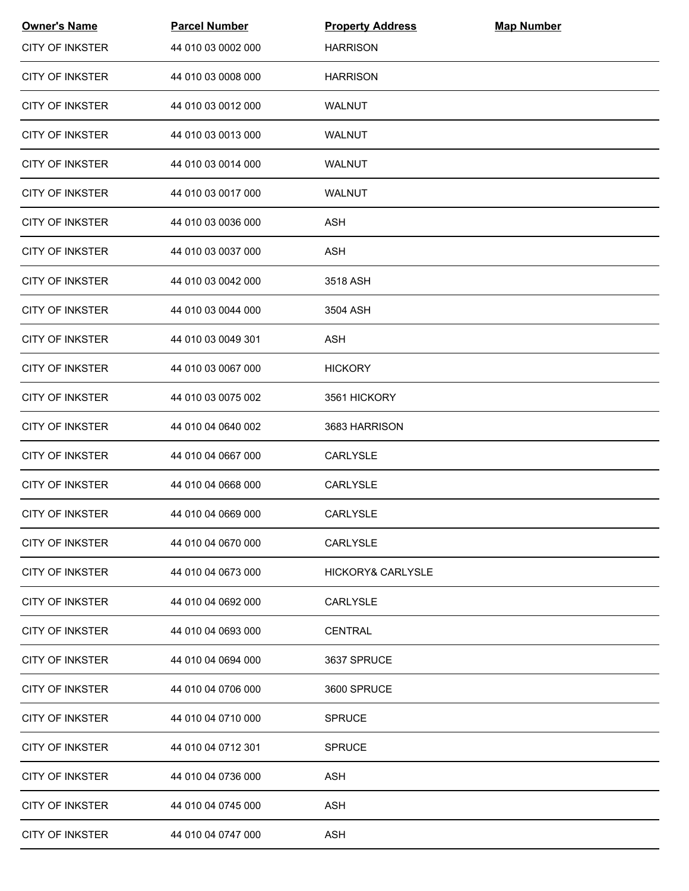| Owner's Name | Parcel Number | Property Address | Map Number |
|---|---|---|---|
| CITY OF INKSTER | 44 010 03 0002 000 | HARRISON | |
| CITY OF INKSTER | 44 010 03 0008 000 | HARRISON | |
| CITY OF INKSTER | 44 010 03 0012 000 | WALNUT | |
| CITY OF INKSTER | 44 010 03 0013 000 | WALNUT | |
| CITY OF INKSTER | 44 010 03 0014 000 | WALNUT | |
| CITY OF INKSTER | 44 010 03 0017 000 | WALNUT | |
| CITY OF INKSTER | 44 010 03 0036 000 | ASH | |
| CITY OF INKSTER | 44 010 03 0037 000 | ASH | |
| CITY OF INKSTER | 44 010 03 0042 000 | 3518 ASH | |
| CITY OF INKSTER | 44 010 03 0044 000 | 3504 ASH | |
| CITY OF INKSTER | 44 010 03 0049 301 | ASH | |
| CITY OF INKSTER | 44 010 03 0067 000 | HICKORY | |
| CITY OF INKSTER | 44 010 03 0075 002 | 3561 HICKORY | |
| CITY OF INKSTER | 44 010 04 0640 002 | 3683 HARRISON | |
| CITY OF INKSTER | 44 010 04 0667 000 | CARLYSLE | |
| CITY OF INKSTER | 44 010 04 0668 000 | CARLYSLE | |
| CITY OF INKSTER | 44 010 04 0669 000 | CARLYSLE | |
| CITY OF INKSTER | 44 010 04 0670 000 | CARLYSLE | |
| CITY OF INKSTER | 44 010 04 0673 000 | HICKORY& CARLYSLE | |
| CITY OF INKSTER | 44 010 04 0692 000 | CARLYSLE | |
| CITY OF INKSTER | 44 010 04 0693 000 | CENTRAL | |
| CITY OF INKSTER | 44 010 04 0694 000 | 3637 SPRUCE | |
| CITY OF INKSTER | 44 010 04 0706 000 | 3600 SPRUCE | |
| CITY OF INKSTER | 44 010 04 0710 000 | SPRUCE | |
| CITY OF INKSTER | 44 010 04 0712 301 | SPRUCE | |
| CITY OF INKSTER | 44 010 04 0736 000 | ASH | |
| CITY OF INKSTER | 44 010 04 0745 000 | ASH | |
| CITY OF INKSTER | 44 010 04 0747 000 | ASH | |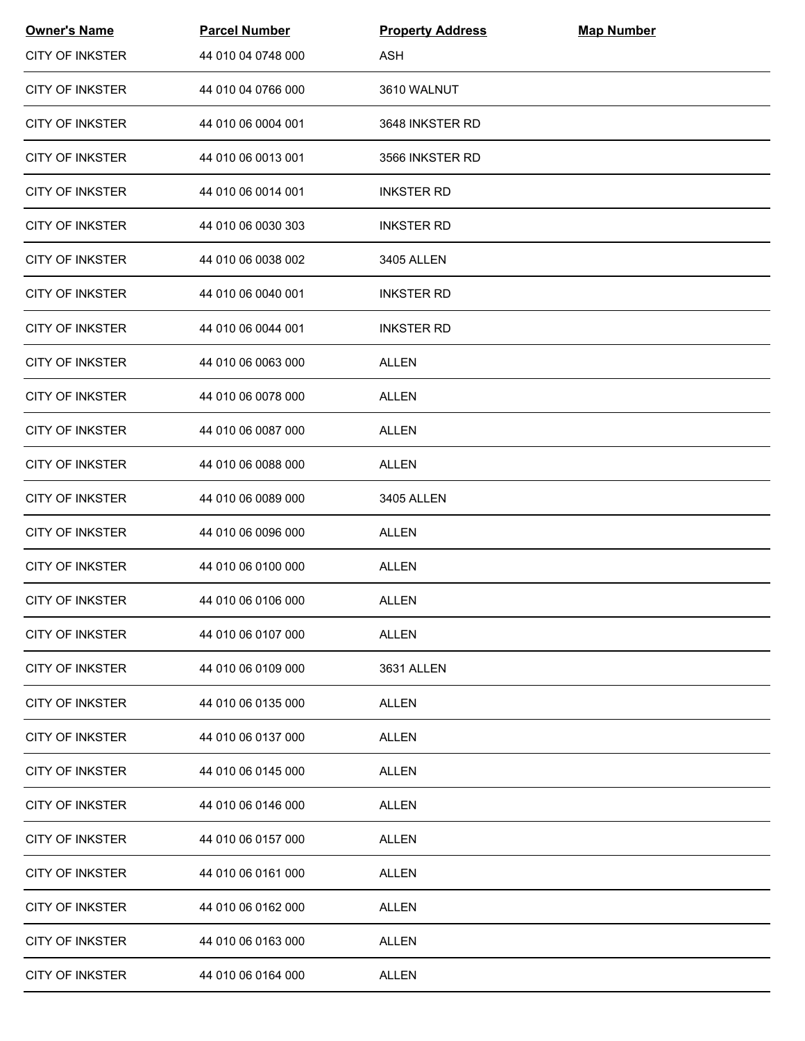| Owner's Name | Parcel Number | Property Address | Map Number |
|---|---|---|---|
| CITY OF INKSTER | 44 010 04 0748 000 | ASH | |
| CITY OF INKSTER | 44 010 04 0766 000 | 3610 WALNUT | |
| CITY OF INKSTER | 44 010 06 0004 001 | 3648 INKSTER RD | |
| CITY OF INKSTER | 44 010 06 0013 001 | 3566 INKSTER RD | |
| CITY OF INKSTER | 44 010 06 0014 001 | INKSTER RD | |
| CITY OF INKSTER | 44 010 06 0030 303 | INKSTER RD | |
| CITY OF INKSTER | 44 010 06 0038 002 | 3405 ALLEN | |
| CITY OF INKSTER | 44 010 06 0040 001 | INKSTER RD | |
| CITY OF INKSTER | 44 010 06 0044 001 | INKSTER RD | |
| CITY OF INKSTER | 44 010 06 0063 000 | ALLEN | |
| CITY OF INKSTER | 44 010 06 0078 000 | ALLEN | |
| CITY OF INKSTER | 44 010 06 0087 000 | ALLEN | |
| CITY OF INKSTER | 44 010 06 0088 000 | ALLEN | |
| CITY OF INKSTER | 44 010 06 0089 000 | 3405 ALLEN | |
| CITY OF INKSTER | 44 010 06 0096 000 | ALLEN | |
| CITY OF INKSTER | 44 010 06 0100 000 | ALLEN | |
| CITY OF INKSTER | 44 010 06 0106 000 | ALLEN | |
| CITY OF INKSTER | 44 010 06 0107 000 | ALLEN | |
| CITY OF INKSTER | 44 010 06 0109 000 | 3631 ALLEN | |
| CITY OF INKSTER | 44 010 06 0135 000 | ALLEN | |
| CITY OF INKSTER | 44 010 06 0137 000 | ALLEN | |
| CITY OF INKSTER | 44 010 06 0145 000 | ALLEN | |
| CITY OF INKSTER | 44 010 06 0146 000 | ALLEN | |
| CITY OF INKSTER | 44 010 06 0157 000 | ALLEN | |
| CITY OF INKSTER | 44 010 06 0161 000 | ALLEN | |
| CITY OF INKSTER | 44 010 06 0162 000 | ALLEN | |
| CITY OF INKSTER | 44 010 06 0163 000 | ALLEN | |
| CITY OF INKSTER | 44 010 06 0164 000 | ALLEN | |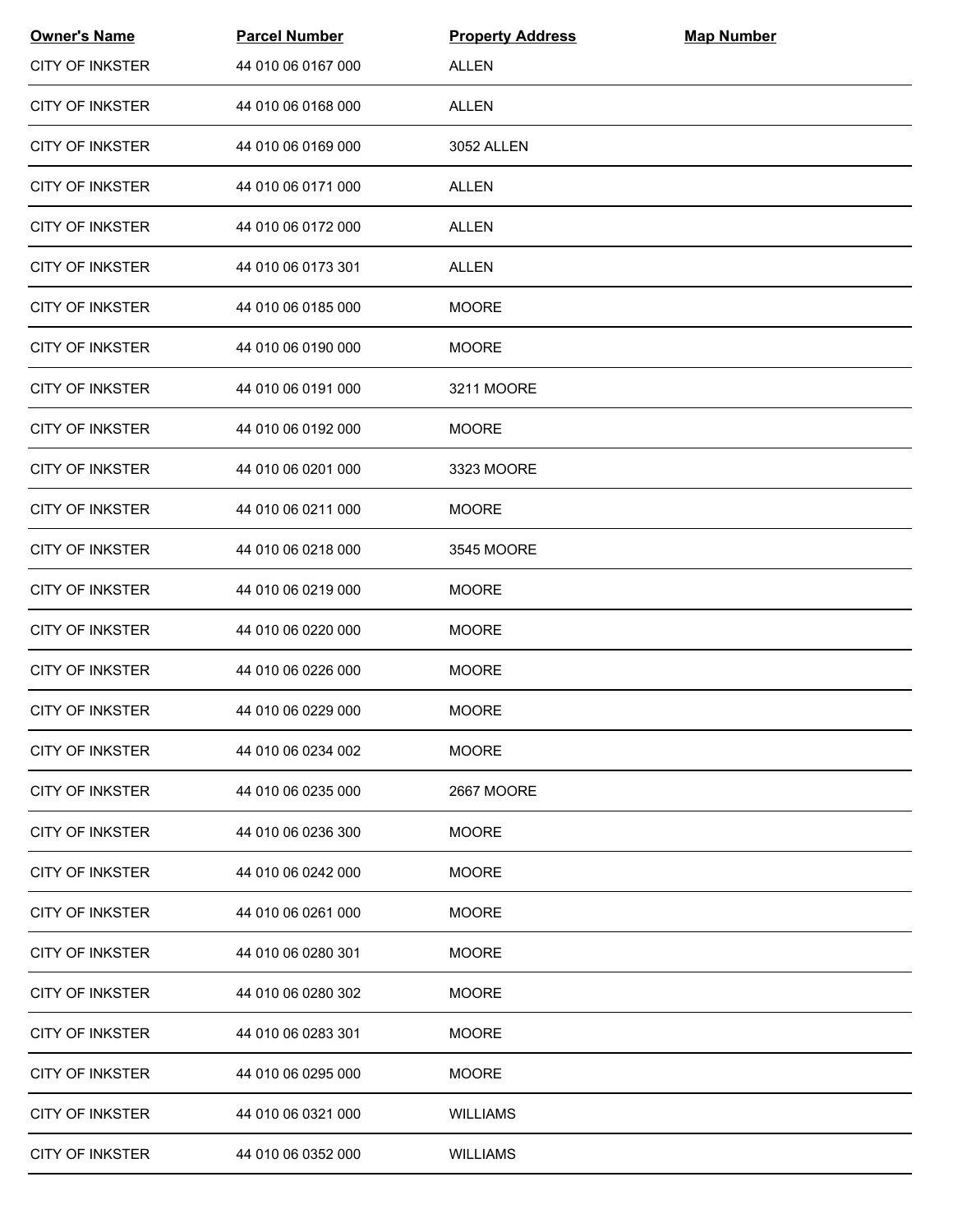| Owner's Name | Parcel Number | Property Address | Map Number |
|---|---|---|---|
| CITY OF INKSTER | 44 010 06 0167 000 | ALLEN | |
| CITY OF INKSTER | 44 010 06 0168 000 | ALLEN | |
| CITY OF INKSTER | 44 010 06 0169 000 | 3052 ALLEN | |
| CITY OF INKSTER | 44 010 06 0171 000 | ALLEN | |
| CITY OF INKSTER | 44 010 06 0172 000 | ALLEN | |
| CITY OF INKSTER | 44 010 06 0173 301 | ALLEN | |
| CITY OF INKSTER | 44 010 06 0185 000 | MOORE | |
| CITY OF INKSTER | 44 010 06 0190 000 | MOORE | |
| CITY OF INKSTER | 44 010 06 0191 000 | 3211 MOORE | |
| CITY OF INKSTER | 44 010 06 0192 000 | MOORE | |
| CITY OF INKSTER | 44 010 06 0201 000 | 3323 MOORE | |
| CITY OF INKSTER | 44 010 06 0211 000 | MOORE | |
| CITY OF INKSTER | 44 010 06 0218 000 | 3545 MOORE | |
| CITY OF INKSTER | 44 010 06 0219 000 | MOORE | |
| CITY OF INKSTER | 44 010 06 0220 000 | MOORE | |
| CITY OF INKSTER | 44 010 06 0226 000 | MOORE | |
| CITY OF INKSTER | 44 010 06 0229 000 | MOORE | |
| CITY OF INKSTER | 44 010 06 0234 002 | MOORE | |
| CITY OF INKSTER | 44 010 06 0235 000 | 2667 MOORE | |
| CITY OF INKSTER | 44 010 06 0236 300 | MOORE | |
| CITY OF INKSTER | 44 010 06 0242 000 | MOORE | |
| CITY OF INKSTER | 44 010 06 0261 000 | MOORE | |
| CITY OF INKSTER | 44 010 06 0280 301 | MOORE | |
| CITY OF INKSTER | 44 010 06 0280 302 | MOORE | |
| CITY OF INKSTER | 44 010 06 0283 301 | MOORE | |
| CITY OF INKSTER | 44 010 06 0295 000 | MOORE | |
| CITY OF INKSTER | 44 010 06 0321 000 | WILLIAMS | |
| CITY OF INKSTER | 44 010 06 0352 000 | WILLIAMS | |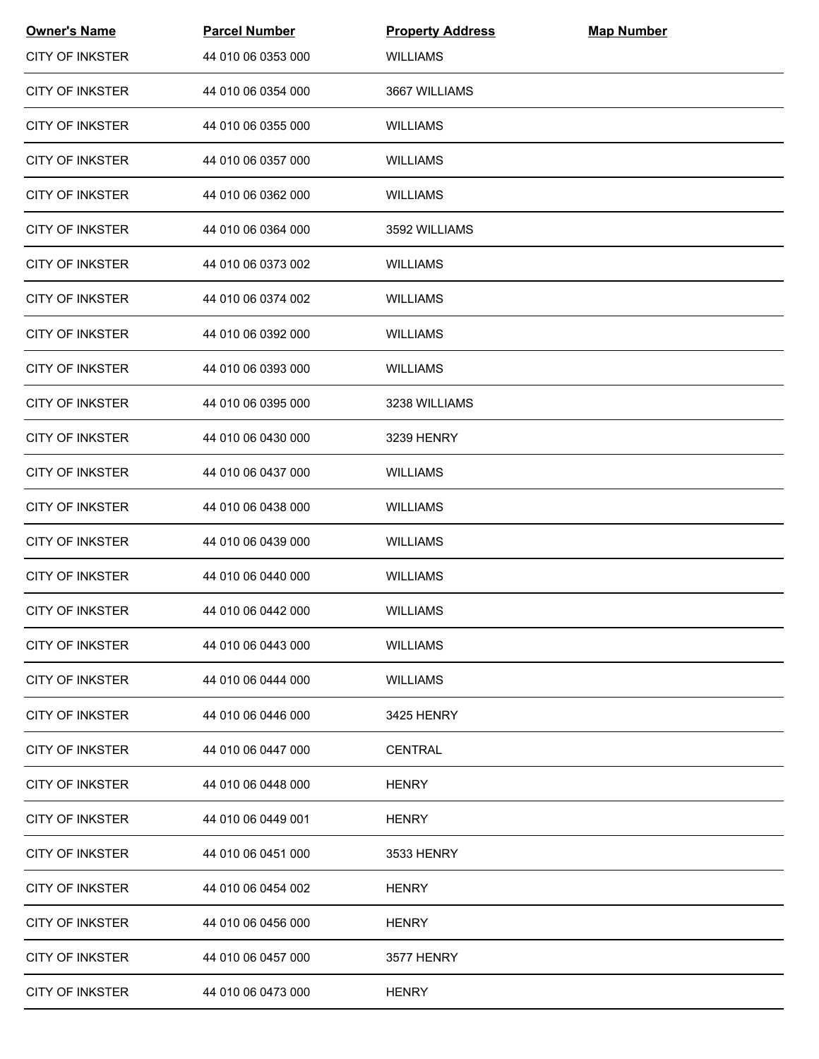| Owner's Name | Parcel Number | Property Address | Map Number |
|---|---|---|---|
| CITY OF INKSTER | 44 010 06 0353 000 | WILLIAMS | |
| CITY OF INKSTER | 44 010 06 0354 000 | 3667 WILLIAMS | |
| CITY OF INKSTER | 44 010 06 0355 000 | WILLIAMS | |
| CITY OF INKSTER | 44 010 06 0357 000 | WILLIAMS | |
| CITY OF INKSTER | 44 010 06 0362 000 | WILLIAMS | |
| CITY OF INKSTER | 44 010 06 0364 000 | 3592 WILLIAMS | |
| CITY OF INKSTER | 44 010 06 0373 002 | WILLIAMS | |
| CITY OF INKSTER | 44 010 06 0374 002 | WILLIAMS | |
| CITY OF INKSTER | 44 010 06 0392 000 | WILLIAMS | |
| CITY OF INKSTER | 44 010 06 0393 000 | WILLIAMS | |
| CITY OF INKSTER | 44 010 06 0395 000 | 3238 WILLIAMS | |
| CITY OF INKSTER | 44 010 06 0430 000 | 3239 HENRY | |
| CITY OF INKSTER | 44 010 06 0437 000 | WILLIAMS | |
| CITY OF INKSTER | 44 010 06 0438 000 | WILLIAMS | |
| CITY OF INKSTER | 44 010 06 0439 000 | WILLIAMS | |
| CITY OF INKSTER | 44 010 06 0440 000 | WILLIAMS | |
| CITY OF INKSTER | 44 010 06 0442 000 | WILLIAMS | |
| CITY OF INKSTER | 44 010 06 0443 000 | WILLIAMS | |
| CITY OF INKSTER | 44 010 06 0444 000 | WILLIAMS | |
| CITY OF INKSTER | 44 010 06 0446 000 | 3425 HENRY | |
| CITY OF INKSTER | 44 010 06 0447 000 | CENTRAL | |
| CITY OF INKSTER | 44 010 06 0448 000 | HENRY | |
| CITY OF INKSTER | 44 010 06 0449 001 | HENRY | |
| CITY OF INKSTER | 44 010 06 0451 000 | 3533 HENRY | |
| CITY OF INKSTER | 44 010 06 0454 002 | HENRY | |
| CITY OF INKSTER | 44 010 06 0456 000 | HENRY | |
| CITY OF INKSTER | 44 010 06 0457 000 | 3577 HENRY | |
| CITY OF INKSTER | 44 010 06 0473 000 | HENRY | |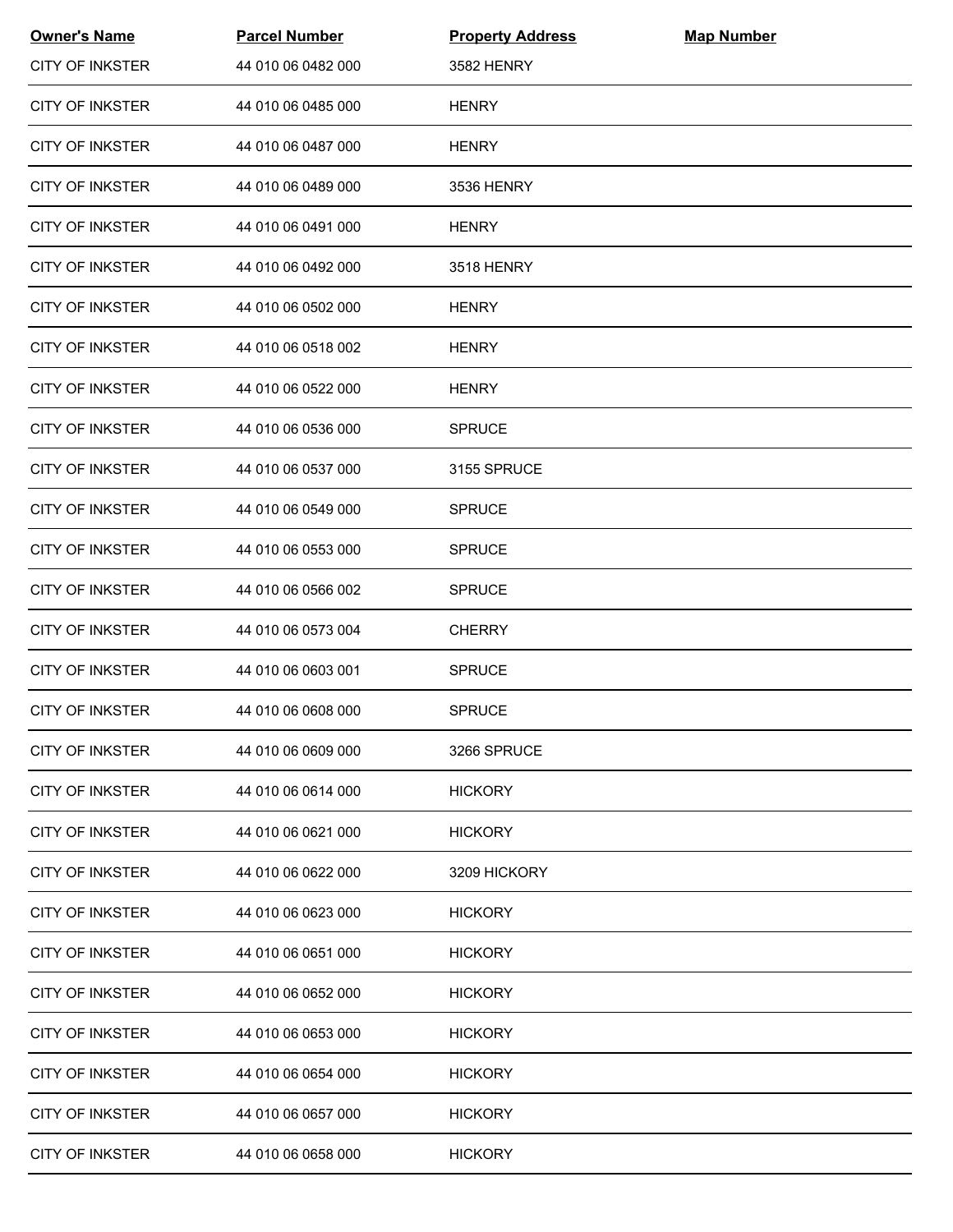| Owner's Name | Parcel Number | Property Address | Map Number |
|---|---|---|---|
| CITY OF INKSTER | 44 010 06 0482 000 | 3582 HENRY | |
| CITY OF INKSTER | 44 010 06 0485 000 | HENRY | |
| CITY OF INKSTER | 44 010 06 0487 000 | HENRY | |
| CITY OF INKSTER | 44 010 06 0489 000 | 3536 HENRY | |
| CITY OF INKSTER | 44 010 06 0491 000 | HENRY | |
| CITY OF INKSTER | 44 010 06 0492 000 | 3518 HENRY | |
| CITY OF INKSTER | 44 010 06 0502 000 | HENRY | |
| CITY OF INKSTER | 44 010 06 0518 002 | HENRY | |
| CITY OF INKSTER | 44 010 06 0522 000 | HENRY | |
| CITY OF INKSTER | 44 010 06 0536 000 | SPRUCE | |
| CITY OF INKSTER | 44 010 06 0537 000 | 3155 SPRUCE | |
| CITY OF INKSTER | 44 010 06 0549 000 | SPRUCE | |
| CITY OF INKSTER | 44 010 06 0553 000 | SPRUCE | |
| CITY OF INKSTER | 44 010 06 0566 002 | SPRUCE | |
| CITY OF INKSTER | 44 010 06 0573 004 | CHERRY | |
| CITY OF INKSTER | 44 010 06 0603 001 | SPRUCE | |
| CITY OF INKSTER | 44 010 06 0608 000 | SPRUCE | |
| CITY OF INKSTER | 44 010 06 0609 000 | 3266 SPRUCE | |
| CITY OF INKSTER | 44 010 06 0614 000 | HICKORY | |
| CITY OF INKSTER | 44 010 06 0621 000 | HICKORY | |
| CITY OF INKSTER | 44 010 06 0622 000 | 3209 HICKORY | |
| CITY OF INKSTER | 44 010 06 0623 000 | HICKORY | |
| CITY OF INKSTER | 44 010 06 0651 000 | HICKORY | |
| CITY OF INKSTER | 44 010 06 0652 000 | HICKORY | |
| CITY OF INKSTER | 44 010 06 0653 000 | HICKORY | |
| CITY OF INKSTER | 44 010 06 0654 000 | HICKORY | |
| CITY OF INKSTER | 44 010 06 0657 000 | HICKORY | |
| CITY OF INKSTER | 44 010 06 0658 000 | HICKORY | |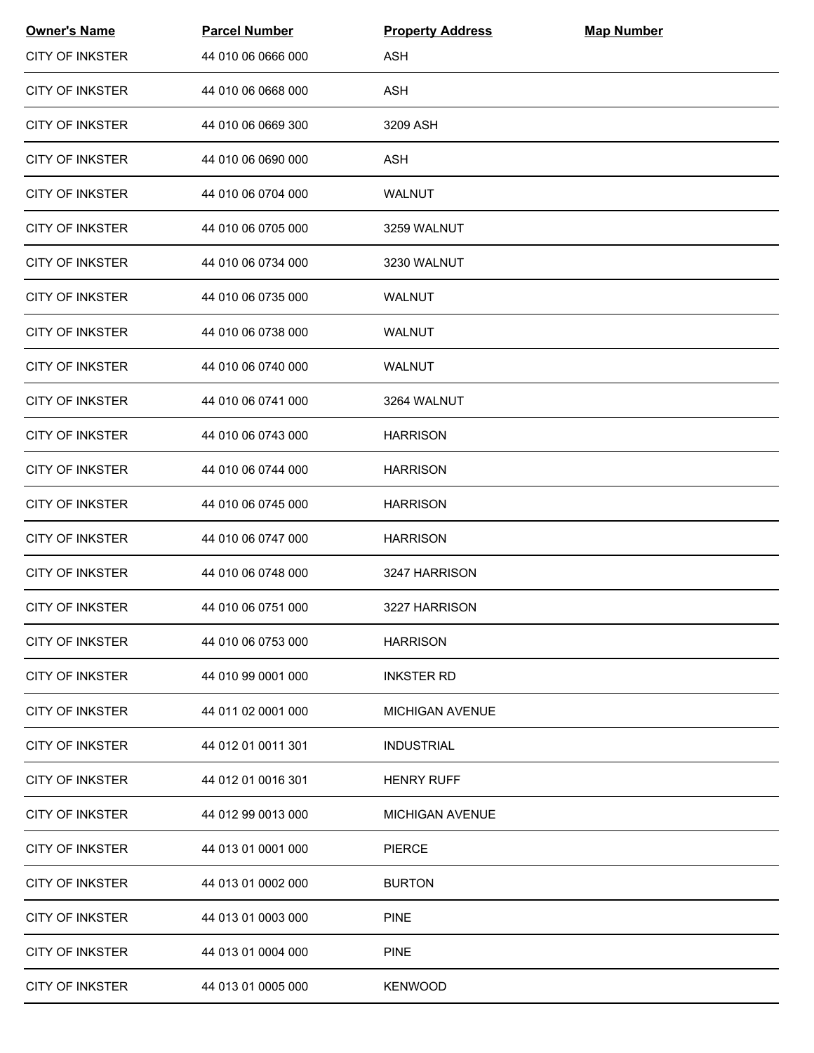| Owner's Name | Parcel Number | Property Address | Map Number |
|---|---|---|---|
| CITY OF INKSTER | 44 010 06 0666 000 | ASH | |
| CITY OF INKSTER | 44 010 06 0668 000 | ASH | |
| CITY OF INKSTER | 44 010 06 0669 300 | 3209 ASH | |
| CITY OF INKSTER | 44 010 06 0690 000 | ASH | |
| CITY OF INKSTER | 44 010 06 0704 000 | WALNUT | |
| CITY OF INKSTER | 44 010 06 0705 000 | 3259 WALNUT | |
| CITY OF INKSTER | 44 010 06 0734 000 | 3230 WALNUT | |
| CITY OF INKSTER | 44 010 06 0735 000 | WALNUT | |
| CITY OF INKSTER | 44 010 06 0738 000 | WALNUT | |
| CITY OF INKSTER | 44 010 06 0740 000 | WALNUT | |
| CITY OF INKSTER | 44 010 06 0741 000 | 3264 WALNUT | |
| CITY OF INKSTER | 44 010 06 0743 000 | HARRISON | |
| CITY OF INKSTER | 44 010 06 0744 000 | HARRISON | |
| CITY OF INKSTER | 44 010 06 0745 000 | HARRISON | |
| CITY OF INKSTER | 44 010 06 0747 000 | HARRISON | |
| CITY OF INKSTER | 44 010 06 0748 000 | 3247 HARRISON | |
| CITY OF INKSTER | 44 010 06 0751 000 | 3227 HARRISON | |
| CITY OF INKSTER | 44 010 06 0753 000 | HARRISON | |
| CITY OF INKSTER | 44 010 99 0001 000 | INKSTER RD | |
| CITY OF INKSTER | 44 011 02 0001 000 | MICHIGAN AVENUE | |
| CITY OF INKSTER | 44 012 01 0011 301 | INDUSTRIAL | |
| CITY OF INKSTER | 44 012 01 0016 301 | HENRY RUFF | |
| CITY OF INKSTER | 44 012 99 0013 000 | MICHIGAN AVENUE | |
| CITY OF INKSTER | 44 013 01 0001 000 | PIERCE | |
| CITY OF INKSTER | 44 013 01 0002 000 | BURTON | |
| CITY OF INKSTER | 44 013 01 0003 000 | PINE | |
| CITY OF INKSTER | 44 013 01 0004 000 | PINE | |
| CITY OF INKSTER | 44 013 01 0005 000 | KENWOOD | |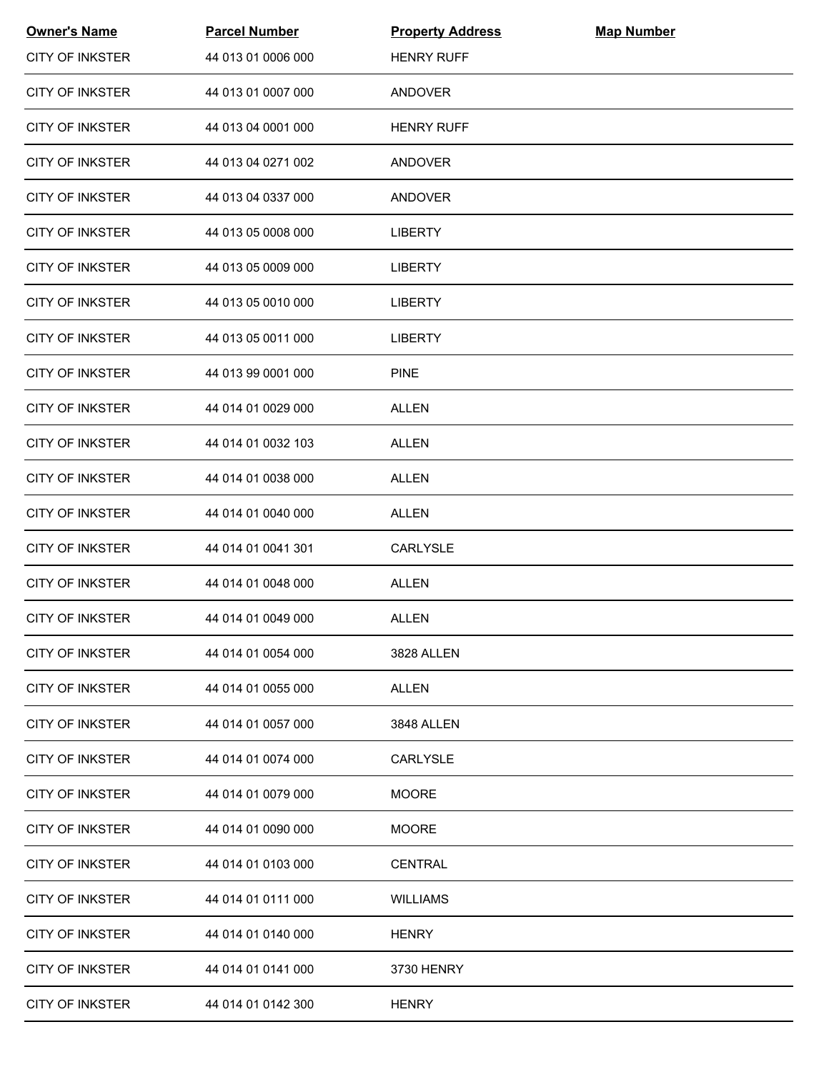| Owner's Name | Parcel Number | Property Address | Map Number |
|---|---|---|---|
| CITY OF INKSTER | 44 013 01 0006 000 | HENRY RUFF | |
| CITY OF INKSTER | 44 013 01 0007 000 | ANDOVER | |
| CITY OF INKSTER | 44 013 04 0001 000 | HENRY RUFF | |
| CITY OF INKSTER | 44 013 04 0271 002 | ANDOVER | |
| CITY OF INKSTER | 44 013 04 0337 000 | ANDOVER | |
| CITY OF INKSTER | 44 013 05 0008 000 | LIBERTY | |
| CITY OF INKSTER | 44 013 05 0009 000 | LIBERTY | |
| CITY OF INKSTER | 44 013 05 0010 000 | LIBERTY | |
| CITY OF INKSTER | 44 013 05 0011 000 | LIBERTY | |
| CITY OF INKSTER | 44 013 99 0001 000 | PINE | |
| CITY OF INKSTER | 44 014 01 0029 000 | ALLEN | |
| CITY OF INKSTER | 44 014 01 0032 103 | ALLEN | |
| CITY OF INKSTER | 44 014 01 0038 000 | ALLEN | |
| CITY OF INKSTER | 44 014 01 0040 000 | ALLEN | |
| CITY OF INKSTER | 44 014 01 0041 301 | CARLYSLE | |
| CITY OF INKSTER | 44 014 01 0048 000 | ALLEN | |
| CITY OF INKSTER | 44 014 01 0049 000 | ALLEN | |
| CITY OF INKSTER | 44 014 01 0054 000 | 3828 ALLEN | |
| CITY OF INKSTER | 44 014 01 0055 000 | ALLEN | |
| CITY OF INKSTER | 44 014 01 0057 000 | 3848 ALLEN | |
| CITY OF INKSTER | 44 014 01 0074 000 | CARLYSLE | |
| CITY OF INKSTER | 44 014 01 0079 000 | MOORE | |
| CITY OF INKSTER | 44 014 01 0090 000 | MOORE | |
| CITY OF INKSTER | 44 014 01 0103 000 | CENTRAL | |
| CITY OF INKSTER | 44 014 01 0111 000 | WILLIAMS | |
| CITY OF INKSTER | 44 014 01 0140 000 | HENRY | |
| CITY OF INKSTER | 44 014 01 0141 000 | 3730 HENRY | |
| CITY OF INKSTER | 44 014 01 0142 300 | HENRY | |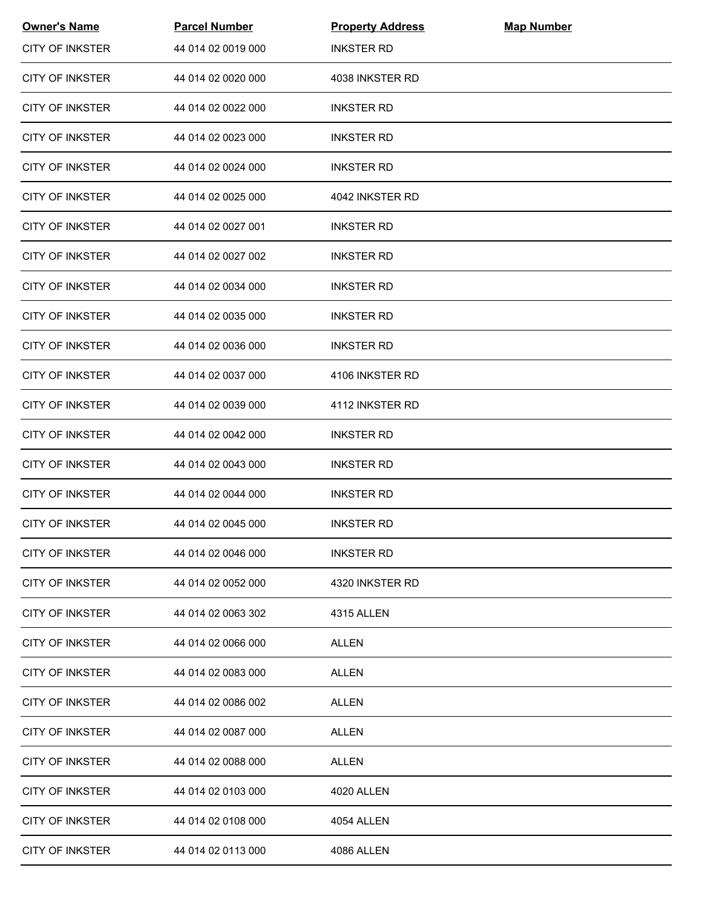| Owner's Name | Parcel Number | Property Address | Map Number |
|---|---|---|---|
| CITY OF INKSTER | 44 014 02 0019 000 | INKSTER RD | |
| CITY OF INKSTER | 44 014 02 0020 000 | 4038 INKSTER RD | |
| CITY OF INKSTER | 44 014 02 0022 000 | INKSTER RD | |
| CITY OF INKSTER | 44 014 02 0023 000 | INKSTER RD | |
| CITY OF INKSTER | 44 014 02 0024 000 | INKSTER RD | |
| CITY OF INKSTER | 44 014 02 0025 000 | 4042 INKSTER RD | |
| CITY OF INKSTER | 44 014 02 0027 001 | INKSTER RD | |
| CITY OF INKSTER | 44 014 02 0027 002 | INKSTER RD | |
| CITY OF INKSTER | 44 014 02 0034 000 | INKSTER RD | |
| CITY OF INKSTER | 44 014 02 0035 000 | INKSTER RD | |
| CITY OF INKSTER | 44 014 02 0036 000 | INKSTER RD | |
| CITY OF INKSTER | 44 014 02 0037 000 | 4106 INKSTER RD | |
| CITY OF INKSTER | 44 014 02 0039 000 | 4112 INKSTER RD | |
| CITY OF INKSTER | 44 014 02 0042 000 | INKSTER RD | |
| CITY OF INKSTER | 44 014 02 0043 000 | INKSTER RD | |
| CITY OF INKSTER | 44 014 02 0044 000 | INKSTER RD | |
| CITY OF INKSTER | 44 014 02 0045 000 | INKSTER RD | |
| CITY OF INKSTER | 44 014 02 0046 000 | INKSTER RD | |
| CITY OF INKSTER | 44 014 02 0052 000 | 4320 INKSTER RD | |
| CITY OF INKSTER | 44 014 02 0063 302 | 4315 ALLEN | |
| CITY OF INKSTER | 44 014 02 0066 000 | ALLEN | |
| CITY OF INKSTER | 44 014 02 0083 000 | ALLEN | |
| CITY OF INKSTER | 44 014 02 0086 002 | ALLEN | |
| CITY OF INKSTER | 44 014 02 0087 000 | ALLEN | |
| CITY OF INKSTER | 44 014 02 0088 000 | ALLEN | |
| CITY OF INKSTER | 44 014 02 0103 000 | 4020 ALLEN | |
| CITY OF INKSTER | 44 014 02 0108 000 | 4054 ALLEN | |
| CITY OF INKSTER | 44 014 02 0113 000 | 4086 ALLEN | |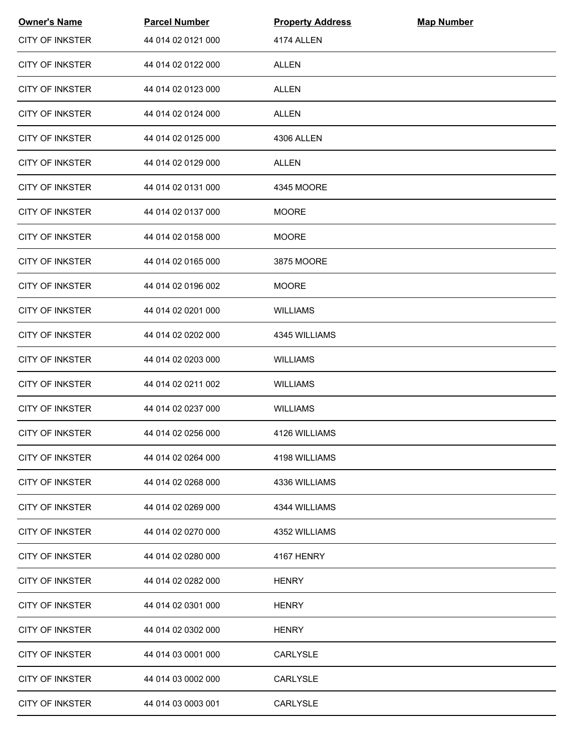| Owner's Name | Parcel Number | Property Address | Map Number |
| --- | --- | --- | --- |
| CITY OF INKSTER | 44 014 02 0121 000 | 4174 ALLEN | |
| CITY OF INKSTER | 44 014 02 0122 000 | ALLEN | |
| CITY OF INKSTER | 44 014 02 0123 000 | ALLEN | |
| CITY OF INKSTER | 44 014 02 0124 000 | ALLEN | |
| CITY OF INKSTER | 44 014 02 0125 000 | 4306 ALLEN | |
| CITY OF INKSTER | 44 014 02 0129 000 | ALLEN | |
| CITY OF INKSTER | 44 014 02 0131 000 | 4345 MOORE | |
| CITY OF INKSTER | 44 014 02 0137 000 | MOORE | |
| CITY OF INKSTER | 44 014 02 0158 000 | MOORE | |
| CITY OF INKSTER | 44 014 02 0165 000 | 3875 MOORE | |
| CITY OF INKSTER | 44 014 02 0196 002 | MOORE | |
| CITY OF INKSTER | 44 014 02 0201 000 | WILLIAMS | |
| CITY OF INKSTER | 44 014 02 0202 000 | 4345 WILLIAMS | |
| CITY OF INKSTER | 44 014 02 0203 000 | WILLIAMS | |
| CITY OF INKSTER | 44 014 02 0211 002 | WILLIAMS | |
| CITY OF INKSTER | 44 014 02 0237 000 | WILLIAMS | |
| CITY OF INKSTER | 44 014 02 0256 000 | 4126 WILLIAMS | |
| CITY OF INKSTER | 44 014 02 0264 000 | 4198 WILLIAMS | |
| CITY OF INKSTER | 44 014 02 0268 000 | 4336 WILLIAMS | |
| CITY OF INKSTER | 44 014 02 0269 000 | 4344 WILLIAMS | |
| CITY OF INKSTER | 44 014 02 0270 000 | 4352 WILLIAMS | |
| CITY OF INKSTER | 44 014 02 0280 000 | 4167 HENRY | |
| CITY OF INKSTER | 44 014 02 0282 000 | HENRY | |
| CITY OF INKSTER | 44 014 02 0301 000 | HENRY | |
| CITY OF INKSTER | 44 014 02 0302 000 | HENRY | |
| CITY OF INKSTER | 44 014 03 0001 000 | CARLYSLE | |
| CITY OF INKSTER | 44 014 03 0002 000 | CARLYSLE | |
| CITY OF INKSTER | 44 014 03 0003 001 | CARLYSLE | |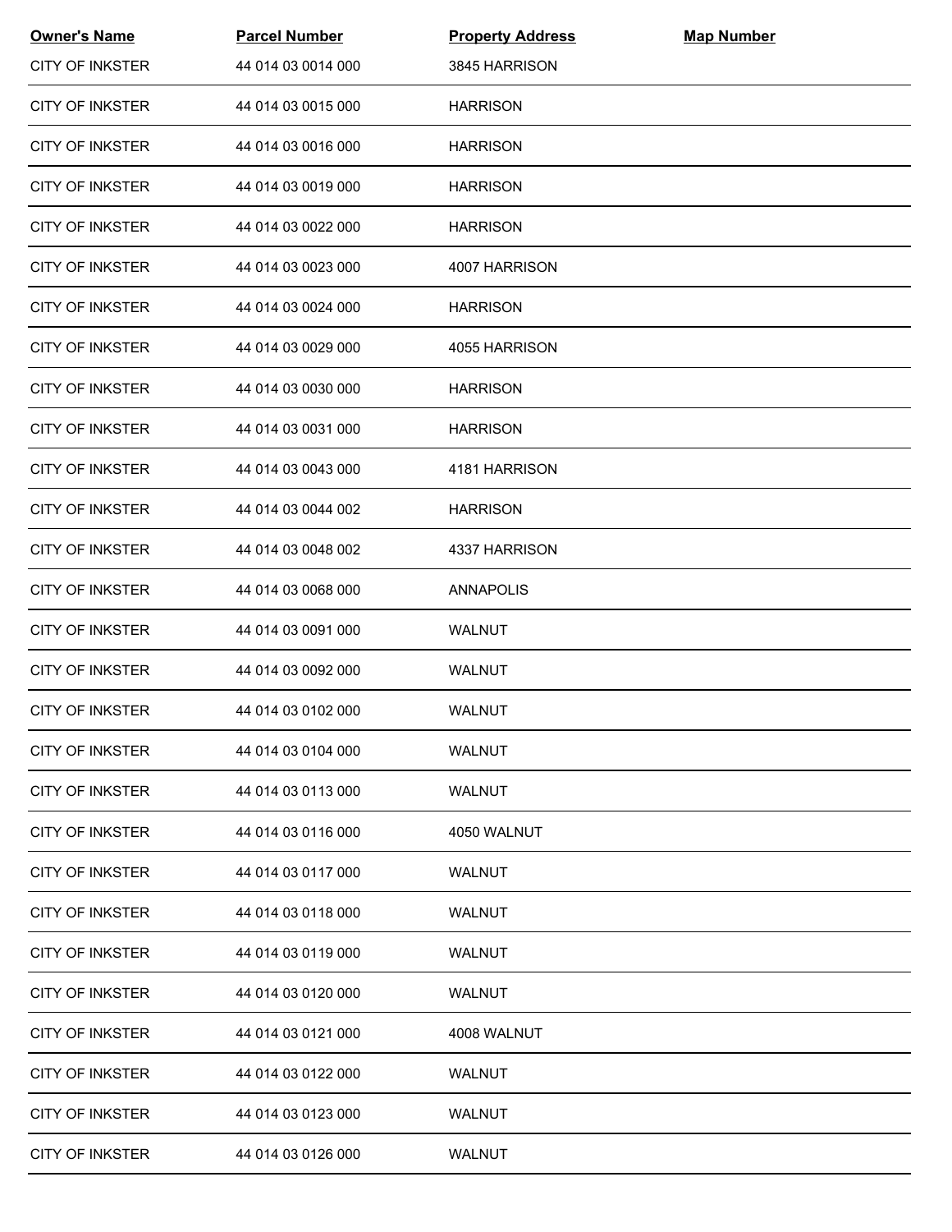| Owner's Name | Parcel Number | Property Address | Map Number |
|---|---|---|---|
| CITY OF INKSTER | 44 014 03 0014 000 | 3845 HARRISON | |
| CITY OF INKSTER | 44 014 03 0015 000 | HARRISON | |
| CITY OF INKSTER | 44 014 03 0016 000 | HARRISON | |
| CITY OF INKSTER | 44 014 03 0019 000 | HARRISON | |
| CITY OF INKSTER | 44 014 03 0022 000 | HARRISON | |
| CITY OF INKSTER | 44 014 03 0023 000 | 4007 HARRISON | |
| CITY OF INKSTER | 44 014 03 0024 000 | HARRISON | |
| CITY OF INKSTER | 44 014 03 0029 000 | 4055 HARRISON | |
| CITY OF INKSTER | 44 014 03 0030 000 | HARRISON | |
| CITY OF INKSTER | 44 014 03 0031 000 | HARRISON | |
| CITY OF INKSTER | 44 014 03 0043 000 | 4181 HARRISON | |
| CITY OF INKSTER | 44 014 03 0044 002 | HARRISON | |
| CITY OF INKSTER | 44 014 03 0048 002 | 4337 HARRISON | |
| CITY OF INKSTER | 44 014 03 0068 000 | ANNAPOLIS | |
| CITY OF INKSTER | 44 014 03 0091 000 | WALNUT | |
| CITY OF INKSTER | 44 014 03 0092 000 | WALNUT | |
| CITY OF INKSTER | 44 014 03 0102 000 | WALNUT | |
| CITY OF INKSTER | 44 014 03 0104 000 | WALNUT | |
| CITY OF INKSTER | 44 014 03 0113 000 | WALNUT | |
| CITY OF INKSTER | 44 014 03 0116 000 | 4050 WALNUT | |
| CITY OF INKSTER | 44 014 03 0117 000 | WALNUT | |
| CITY OF INKSTER | 44 014 03 0118 000 | WALNUT | |
| CITY OF INKSTER | 44 014 03 0119 000 | WALNUT | |
| CITY OF INKSTER | 44 014 03 0120 000 | WALNUT | |
| CITY OF INKSTER | 44 014 03 0121 000 | 4008 WALNUT | |
| CITY OF INKSTER | 44 014 03 0122 000 | WALNUT | |
| CITY OF INKSTER | 44 014 03 0123 000 | WALNUT | |
| CITY OF INKSTER | 44 014 03 0126 000 | WALNUT | |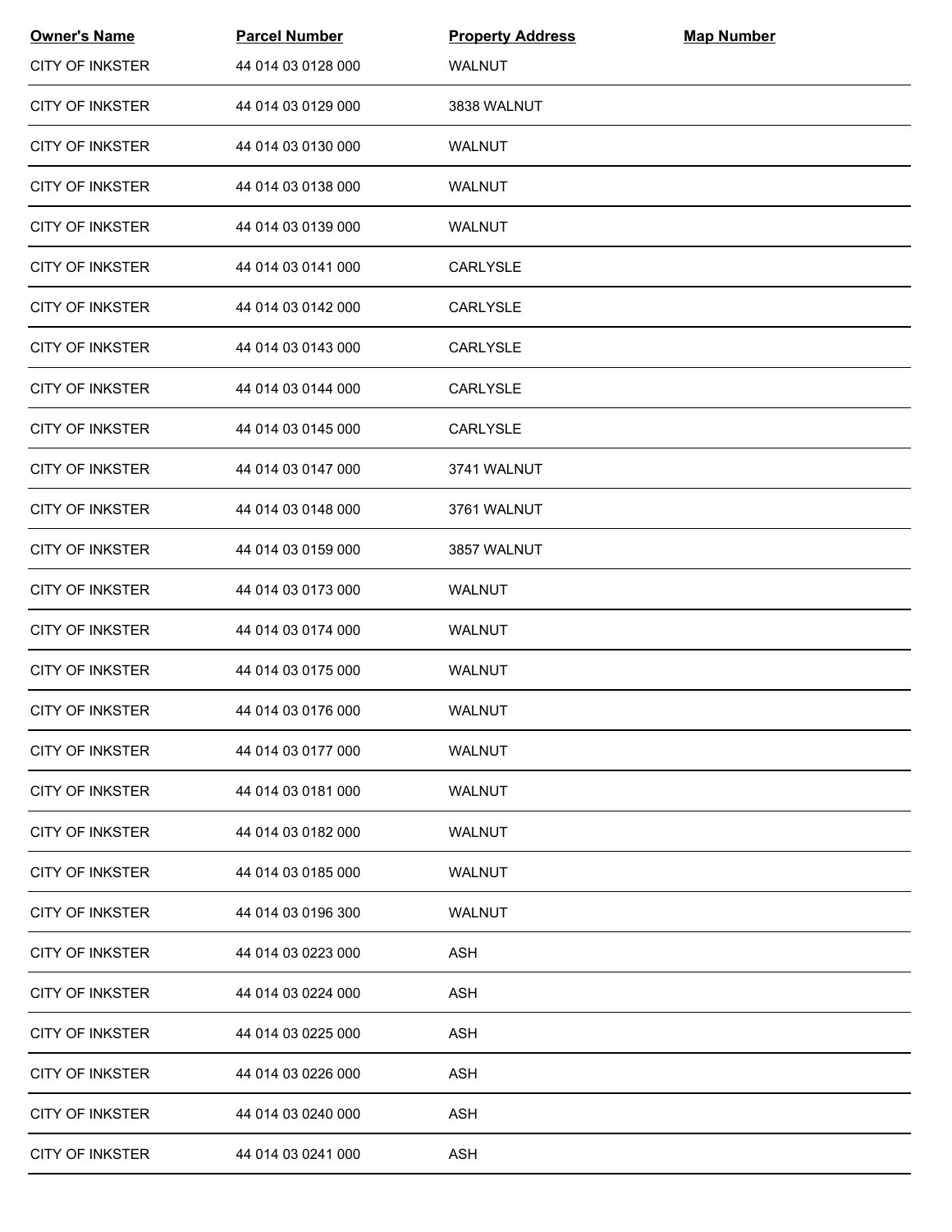| Owner's Name | Parcel Number | Property Address | Map Number |
|---|---|---|---|
| CITY OF INKSTER | 44 014 03 0128 000 | WALNUT | |
| CITY OF INKSTER | 44 014 03 0129 000 | 3838 WALNUT | |
| CITY OF INKSTER | 44 014 03 0130 000 | WALNUT | |
| CITY OF INKSTER | 44 014 03 0138 000 | WALNUT | |
| CITY OF INKSTER | 44 014 03 0139 000 | WALNUT | |
| CITY OF INKSTER | 44 014 03 0141 000 | CARLYSLE | |
| CITY OF INKSTER | 44 014 03 0142 000 | CARLYSLE | |
| CITY OF INKSTER | 44 014 03 0143 000 | CARLYSLE | |
| CITY OF INKSTER | 44 014 03 0144 000 | CARLYSLE | |
| CITY OF INKSTER | 44 014 03 0145 000 | CARLYSLE | |
| CITY OF INKSTER | 44 014 03 0147 000 | 3741 WALNUT | |
| CITY OF INKSTER | 44 014 03 0148 000 | 3761 WALNUT | |
| CITY OF INKSTER | 44 014 03 0159 000 | 3857 WALNUT | |
| CITY OF INKSTER | 44 014 03 0173 000 | WALNUT | |
| CITY OF INKSTER | 44 014 03 0174 000 | WALNUT | |
| CITY OF INKSTER | 44 014 03 0175 000 | WALNUT | |
| CITY OF INKSTER | 44 014 03 0176 000 | WALNUT | |
| CITY OF INKSTER | 44 014 03 0177 000 | WALNUT | |
| CITY OF INKSTER | 44 014 03 0181 000 | WALNUT | |
| CITY OF INKSTER | 44 014 03 0182 000 | WALNUT | |
| CITY OF INKSTER | 44 014 03 0185 000 | WALNUT | |
| CITY OF INKSTER | 44 014 03 0196 300 | WALNUT | |
| CITY OF INKSTER | 44 014 03 0223 000 | ASH | |
| CITY OF INKSTER | 44 014 03 0224 000 | ASH | |
| CITY OF INKSTER | 44 014 03 0225 000 | ASH | |
| CITY OF INKSTER | 44 014 03 0226 000 | ASH | |
| CITY OF INKSTER | 44 014 03 0240 000 | ASH | |
| CITY OF INKSTER | 44 014 03 0241 000 | ASH | |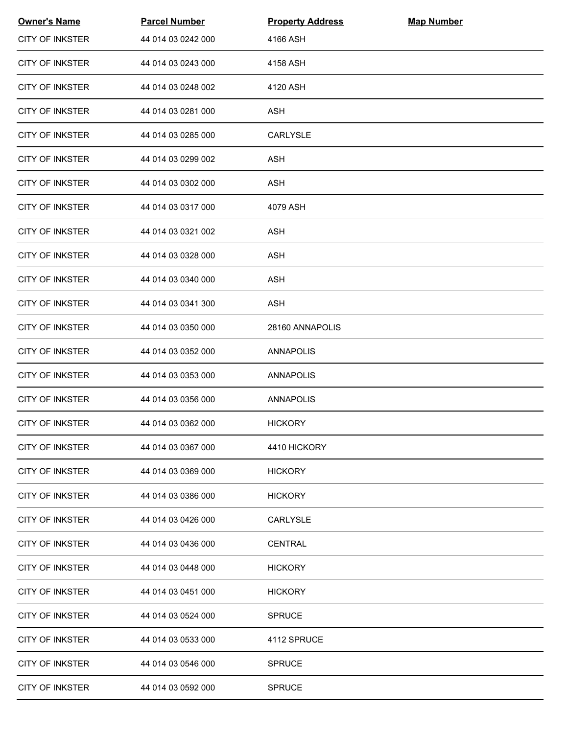| Owner's Name | Parcel Number | Property Address | Map Number |
|---|---|---|---|
| CITY OF INKSTER | 44 014 03 0242 000 | 4166 ASH | |
| CITY OF INKSTER | 44 014 03 0243 000 | 4158 ASH | |
| CITY OF INKSTER | 44 014 03 0248 002 | 4120 ASH | |
| CITY OF INKSTER | 44 014 03 0281 000 | ASH | |
| CITY OF INKSTER | 44 014 03 0285 000 | CARLYSLE | |
| CITY OF INKSTER | 44 014 03 0299 002 | ASH | |
| CITY OF INKSTER | 44 014 03 0302 000 | ASH | |
| CITY OF INKSTER | 44 014 03 0317 000 | 4079 ASH | |
| CITY OF INKSTER | 44 014 03 0321 002 | ASH | |
| CITY OF INKSTER | 44 014 03 0328 000 | ASH | |
| CITY OF INKSTER | 44 014 03 0340 000 | ASH | |
| CITY OF INKSTER | 44 014 03 0341 300 | ASH | |
| CITY OF INKSTER | 44 014 03 0350 000 | 28160 ANNAPOLIS | |
| CITY OF INKSTER | 44 014 03 0352 000 | ANNAPOLIS | |
| CITY OF INKSTER | 44 014 03 0353 000 | ANNAPOLIS | |
| CITY OF INKSTER | 44 014 03 0356 000 | ANNAPOLIS | |
| CITY OF INKSTER | 44 014 03 0362 000 | HICKORY | |
| CITY OF INKSTER | 44 014 03 0367 000 | 4410 HICKORY | |
| CITY OF INKSTER | 44 014 03 0369 000 | HICKORY | |
| CITY OF INKSTER | 44 014 03 0386 000 | HICKORY | |
| CITY OF INKSTER | 44 014 03 0426 000 | CARLYSLE | |
| CITY OF INKSTER | 44 014 03 0436 000 | CENTRAL | |
| CITY OF INKSTER | 44 014 03 0448 000 | HICKORY | |
| CITY OF INKSTER | 44 014 03 0451 000 | HICKORY | |
| CITY OF INKSTER | 44 014 03 0524 000 | SPRUCE | |
| CITY OF INKSTER | 44 014 03 0533 000 | 4112 SPRUCE | |
| CITY OF INKSTER | 44 014 03 0546 000 | SPRUCE | |
| CITY OF INKSTER | 44 014 03 0592 000 | SPRUCE | |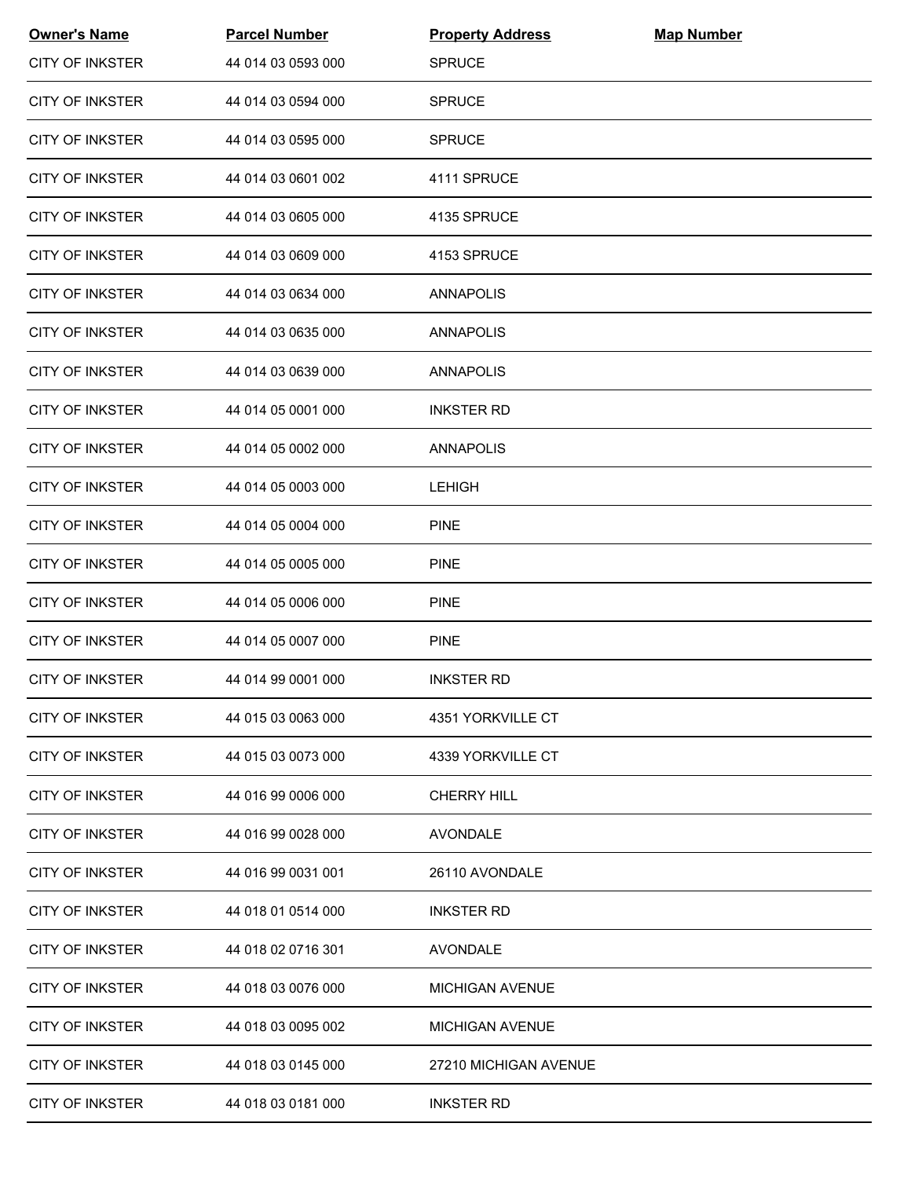| Owner's Name | Parcel Number | Property Address | Map Number |
|---|---|---|---|
| CITY OF INKSTER | 44 014 03 0593 000 | SPRUCE | |
| CITY OF INKSTER | 44 014 03 0594 000 | SPRUCE | |
| CITY OF INKSTER | 44 014 03 0595 000 | SPRUCE | |
| CITY OF INKSTER | 44 014 03 0601 002 | 4111 SPRUCE | |
| CITY OF INKSTER | 44 014 03 0605 000 | 4135 SPRUCE | |
| CITY OF INKSTER | 44 014 03 0609 000 | 4153 SPRUCE | |
| CITY OF INKSTER | 44 014 03 0634 000 | ANNAPOLIS | |
| CITY OF INKSTER | 44 014 03 0635 000 | ANNAPOLIS | |
| CITY OF INKSTER | 44 014 03 0639 000 | ANNAPOLIS | |
| CITY OF INKSTER | 44 014 05 0001 000 | INKSTER RD | |
| CITY OF INKSTER | 44 014 05 0002 000 | ANNAPOLIS | |
| CITY OF INKSTER | 44 014 05 0003 000 | LEHIGH | |
| CITY OF INKSTER | 44 014 05 0004 000 | PINE | |
| CITY OF INKSTER | 44 014 05 0005 000 | PINE | |
| CITY OF INKSTER | 44 014 05 0006 000 | PINE | |
| CITY OF INKSTER | 44 014 05 0007 000 | PINE | |
| CITY OF INKSTER | 44 014 99 0001 000 | INKSTER RD | |
| CITY OF INKSTER | 44 015 03 0063 000 | 4351 YORKVILLE CT | |
| CITY OF INKSTER | 44 015 03 0073 000 | 4339 YORKVILLE CT | |
| CITY OF INKSTER | 44 016 99 0006 000 | CHERRY HILL | |
| CITY OF INKSTER | 44 016 99 0028 000 | AVONDALE | |
| CITY OF INKSTER | 44 016 99 0031 001 | 26110 AVONDALE | |
| CITY OF INKSTER | 44 018 01 0514 000 | INKSTER RD | |
| CITY OF INKSTER | 44 018 02 0716 301 | AVONDALE | |
| CITY OF INKSTER | 44 018 03 0076 000 | MICHIGAN AVENUE | |
| CITY OF INKSTER | 44 018 03 0095 002 | MICHIGAN AVENUE | |
| CITY OF INKSTER | 44 018 03 0145 000 | 27210 MICHIGAN AVENUE | |
| CITY OF INKSTER | 44 018 03 0181 000 | INKSTER RD | |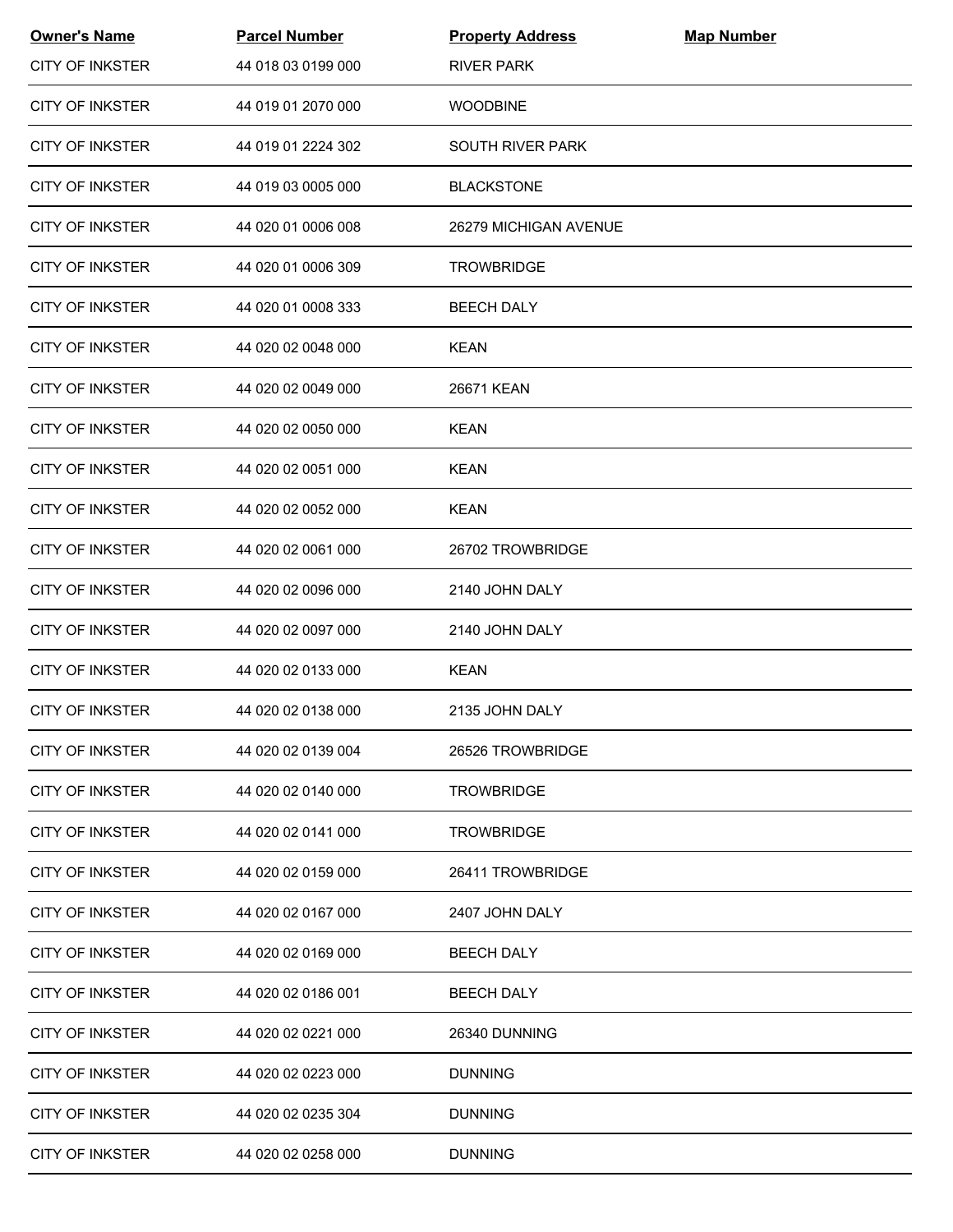| Owner's Name | Parcel Number | Property Address | Map Number |
|---|---|---|---|
| CITY OF INKSTER | 44 018 03 0199 000 | RIVER PARK | |
| CITY OF INKSTER | 44 019 01 2070 000 | WOODBINE | |
| CITY OF INKSTER | 44 019 01 2224 302 | SOUTH RIVER PARK | |
| CITY OF INKSTER | 44 019 03 0005 000 | BLACKSTONE | |
| CITY OF INKSTER | 44 020 01 0006 008 | 26279 MICHIGAN AVENUE | |
| CITY OF INKSTER | 44 020 01 0006 309 | TROWBRIDGE | |
| CITY OF INKSTER | 44 020 01 0008 333 | BEECH DALY | |
| CITY OF INKSTER | 44 020 02 0048 000 | KEAN | |
| CITY OF INKSTER | 44 020 02 0049 000 | 26671 KEAN | |
| CITY OF INKSTER | 44 020 02 0050 000 | KEAN | |
| CITY OF INKSTER | 44 020 02 0051 000 | KEAN | |
| CITY OF INKSTER | 44 020 02 0052 000 | KEAN | |
| CITY OF INKSTER | 44 020 02 0061 000 | 26702 TROWBRIDGE | |
| CITY OF INKSTER | 44 020 02 0096 000 | 2140 JOHN DALY | |
| CITY OF INKSTER | 44 020 02 0097 000 | 2140 JOHN DALY | |
| CITY OF INKSTER | 44 020 02 0133 000 | KEAN | |
| CITY OF INKSTER | 44 020 02 0138 000 | 2135 JOHN DALY | |
| CITY OF INKSTER | 44 020 02 0139 004 | 26526 TROWBRIDGE | |
| CITY OF INKSTER | 44 020 02 0140 000 | TROWBRIDGE | |
| CITY OF INKSTER | 44 020 02 0141 000 | TROWBRIDGE | |
| CITY OF INKSTER | 44 020 02 0159 000 | 26411 TROWBRIDGE | |
| CITY OF INKSTER | 44 020 02 0167 000 | 2407 JOHN DALY | |
| CITY OF INKSTER | 44 020 02 0169 000 | BEECH DALY | |
| CITY OF INKSTER | 44 020 02 0186 001 | BEECH DALY | |
| CITY OF INKSTER | 44 020 02 0221 000 | 26340 DUNNING | |
| CITY OF INKSTER | 44 020 02 0223 000 | DUNNING | |
| CITY OF INKSTER | 44 020 02 0235 304 | DUNNING | |
| CITY OF INKSTER | 44 020 02 0258 000 | DUNNING | |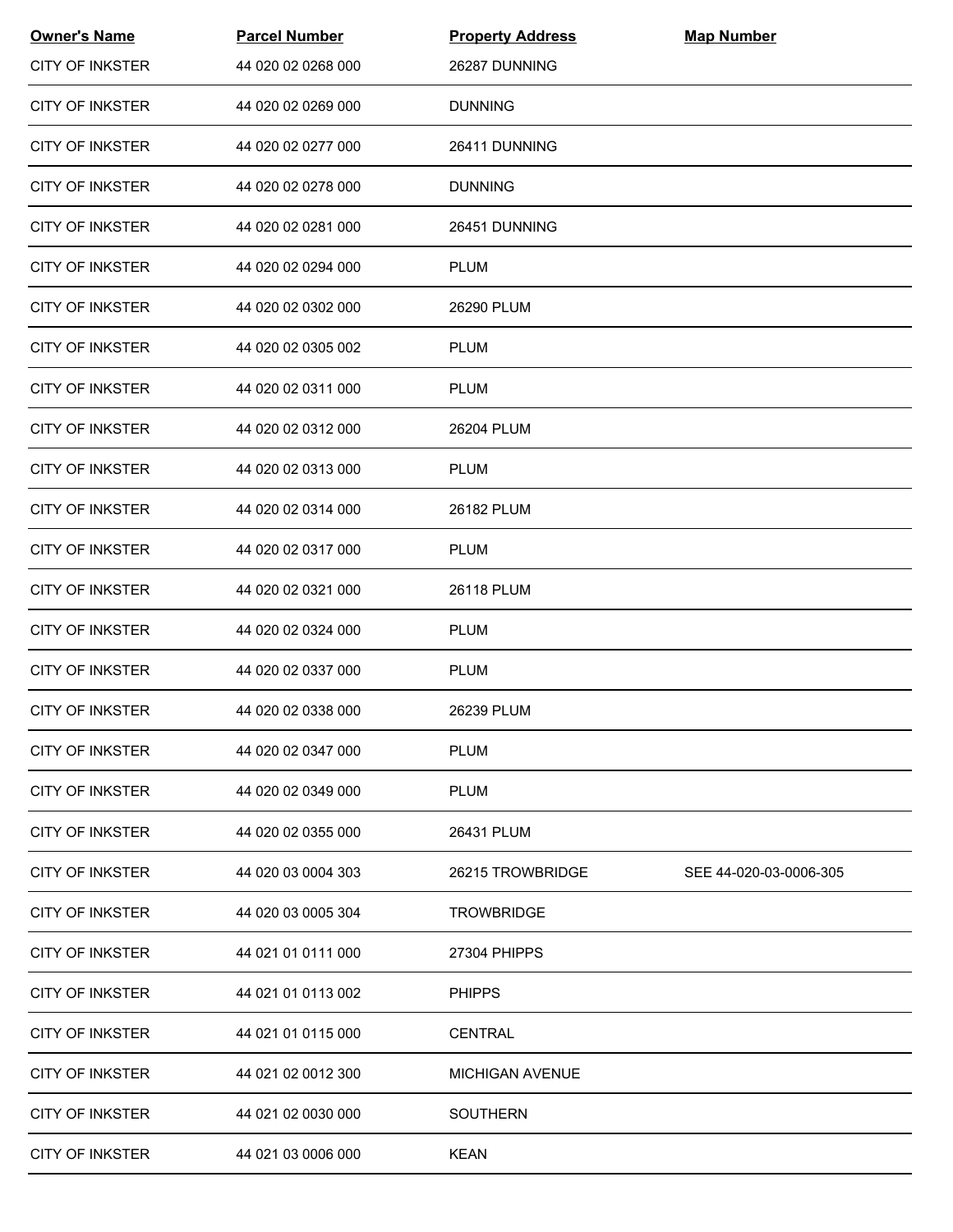| Owner's Name | Parcel Number | Property Address | Map Number |
|---|---|---|---|
| CITY OF INKSTER | 44 020 02 0268 000 | 26287 DUNNING | |
| CITY OF INKSTER | 44 020 02 0269 000 | DUNNING | |
| CITY OF INKSTER | 44 020 02 0277 000 | 26411 DUNNING | |
| CITY OF INKSTER | 44 020 02 0278 000 | DUNNING | |
| CITY OF INKSTER | 44 020 02 0281 000 | 26451 DUNNING | |
| CITY OF INKSTER | 44 020 02 0294 000 | PLUM | |
| CITY OF INKSTER | 44 020 02 0302 000 | 26290 PLUM | |
| CITY OF INKSTER | 44 020 02 0305 002 | PLUM | |
| CITY OF INKSTER | 44 020 02 0311 000 | PLUM | |
| CITY OF INKSTER | 44 020 02 0312 000 | 26204 PLUM | |
| CITY OF INKSTER | 44 020 02 0313 000 | PLUM | |
| CITY OF INKSTER | 44 020 02 0314 000 | 26182 PLUM | |
| CITY OF INKSTER | 44 020 02 0317 000 | PLUM | |
| CITY OF INKSTER | 44 020 02 0321 000 | 26118 PLUM | |
| CITY OF INKSTER | 44 020 02 0324 000 | PLUM | |
| CITY OF INKSTER | 44 020 02 0337 000 | PLUM | |
| CITY OF INKSTER | 44 020 02 0338 000 | 26239 PLUM | |
| CITY OF INKSTER | 44 020 02 0347 000 | PLUM | |
| CITY OF INKSTER | 44 020 02 0349 000 | PLUM | |
| CITY OF INKSTER | 44 020 02 0355 000 | 26431 PLUM | |
| CITY OF INKSTER | 44 020 03 0004 303 | 26215 TROWBRIDGE | SEE 44-020-03-0006-305 |
| CITY OF INKSTER | 44 020 03 0005 304 | TROWBRIDGE | |
| CITY OF INKSTER | 44 021 01 0111 000 | 27304 PHIPPS | |
| CITY OF INKSTER | 44 021 01 0113 002 | PHIPPS | |
| CITY OF INKSTER | 44 021 01 0115 000 | CENTRAL | |
| CITY OF INKSTER | 44 021 02 0012 300 | MICHIGAN AVENUE | |
| CITY OF INKSTER | 44 021 02 0030 000 | SOUTHERN | |
| CITY OF INKSTER | 44 021 03 0006 000 | KEAN | |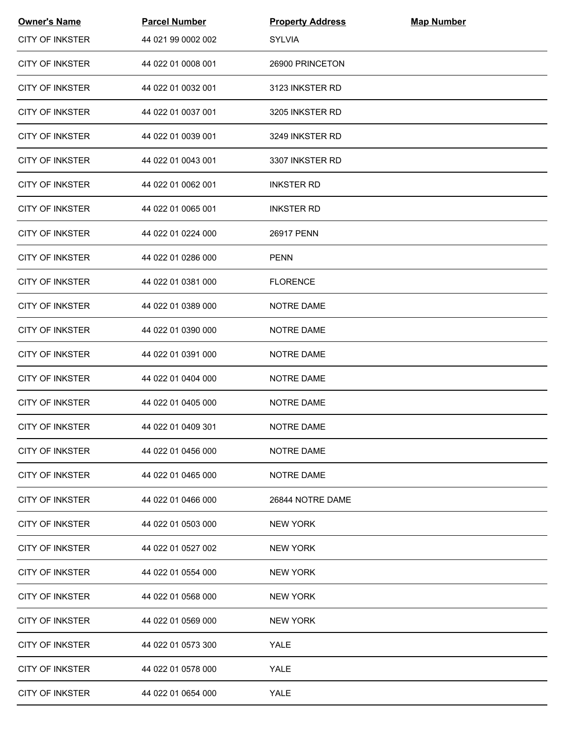| Owner's Name | Parcel Number | Property Address | Map Number |
|---|---|---|---|
| CITY OF INKSTER | 44 021 99 0002 002 | SYLVIA | |
| CITY OF INKSTER | 44 022 01 0008 001 | 26900 PRINCETON | |
| CITY OF INKSTER | 44 022 01 0032 001 | 3123 INKSTER RD | |
| CITY OF INKSTER | 44 022 01 0037 001 | 3205 INKSTER RD | |
| CITY OF INKSTER | 44 022 01 0039 001 | 3249 INKSTER RD | |
| CITY OF INKSTER | 44 022 01 0043 001 | 3307 INKSTER RD | |
| CITY OF INKSTER | 44 022 01 0062 001 | INKSTER RD | |
| CITY OF INKSTER | 44 022 01 0065 001 | INKSTER RD | |
| CITY OF INKSTER | 44 022 01 0224 000 | 26917 PENN | |
| CITY OF INKSTER | 44 022 01 0286 000 | PENN | |
| CITY OF INKSTER | 44 022 01 0381 000 | FLORENCE | |
| CITY OF INKSTER | 44 022 01 0389 000 | NOTRE DAME | |
| CITY OF INKSTER | 44 022 01 0390 000 | NOTRE DAME | |
| CITY OF INKSTER | 44 022 01 0391 000 | NOTRE DAME | |
| CITY OF INKSTER | 44 022 01 0404 000 | NOTRE DAME | |
| CITY OF INKSTER | 44 022 01 0405 000 | NOTRE DAME | |
| CITY OF INKSTER | 44 022 01 0409 301 | NOTRE DAME | |
| CITY OF INKSTER | 44 022 01 0456 000 | NOTRE DAME | |
| CITY OF INKSTER | 44 022 01 0465 000 | NOTRE DAME | |
| CITY OF INKSTER | 44 022 01 0466 000 | 26844 NOTRE DAME | |
| CITY OF INKSTER | 44 022 01 0503 000 | NEW YORK | |
| CITY OF INKSTER | 44 022 01 0527 002 | NEW YORK | |
| CITY OF INKSTER | 44 022 01 0554 000 | NEW YORK | |
| CITY OF INKSTER | 44 022 01 0568 000 | NEW YORK | |
| CITY OF INKSTER | 44 022 01 0569 000 | NEW YORK | |
| CITY OF INKSTER | 44 022 01 0573 300 | YALE | |
| CITY OF INKSTER | 44 022 01 0578 000 | YALE | |
| CITY OF INKSTER | 44 022 01 0654 000 | YALE | |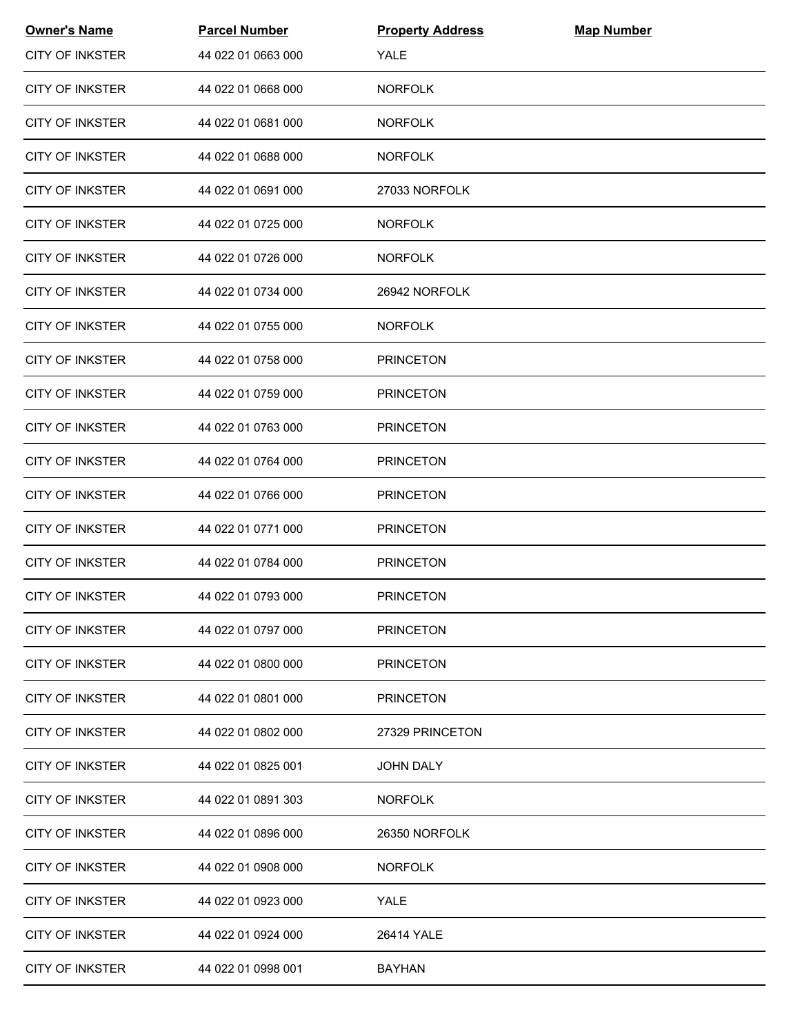| Owner's Name | Parcel Number | Property Address | Map Number |
|---|---|---|---|
| CITY OF INKSTER | 44 022 01 0663 000 | YALE | |
| CITY OF INKSTER | 44 022 01 0668 000 | NORFOLK | |
| CITY OF INKSTER | 44 022 01 0681 000 | NORFOLK | |
| CITY OF INKSTER | 44 022 01 0688 000 | NORFOLK | |
| CITY OF INKSTER | 44 022 01 0691 000 | 27033 NORFOLK | |
| CITY OF INKSTER | 44 022 01 0725 000 | NORFOLK | |
| CITY OF INKSTER | 44 022 01 0726 000 | NORFOLK | |
| CITY OF INKSTER | 44 022 01 0734 000 | 26942 NORFOLK | |
| CITY OF INKSTER | 44 022 01 0755 000 | NORFOLK | |
| CITY OF INKSTER | 44 022 01 0758 000 | PRINCETON | |
| CITY OF INKSTER | 44 022 01 0759 000 | PRINCETON | |
| CITY OF INKSTER | 44 022 01 0763 000 | PRINCETON | |
| CITY OF INKSTER | 44 022 01 0764 000 | PRINCETON | |
| CITY OF INKSTER | 44 022 01 0766 000 | PRINCETON | |
| CITY OF INKSTER | 44 022 01 0771 000 | PRINCETON | |
| CITY OF INKSTER | 44 022 01 0784 000 | PRINCETON | |
| CITY OF INKSTER | 44 022 01 0793 000 | PRINCETON | |
| CITY OF INKSTER | 44 022 01 0797 000 | PRINCETON | |
| CITY OF INKSTER | 44 022 01 0800 000 | PRINCETON | |
| CITY OF INKSTER | 44 022 01 0801 000 | PRINCETON | |
| CITY OF INKSTER | 44 022 01 0802 000 | 27329 PRINCETON | |
| CITY OF INKSTER | 44 022 01 0825 001 | JOHN DALY | |
| CITY OF INKSTER | 44 022 01 0891 303 | NORFOLK | |
| CITY OF INKSTER | 44 022 01 0896 000 | 26350 NORFOLK | |
| CITY OF INKSTER | 44 022 01 0908 000 | NORFOLK | |
| CITY OF INKSTER | 44 022 01 0923 000 | YALE | |
| CITY OF INKSTER | 44 022 01 0924 000 | 26414 YALE | |
| CITY OF INKSTER | 44 022 01 0998 001 | BAYHAN | |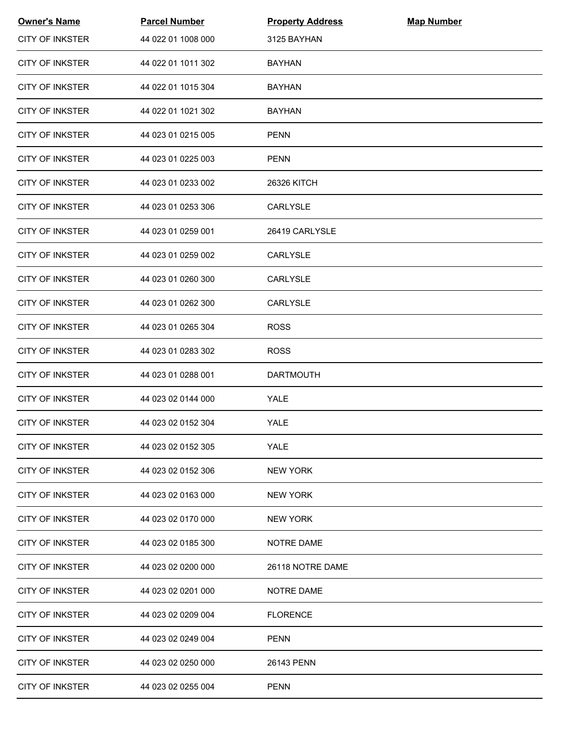| Owner's Name | Parcel Number | Property Address | Map Number |
|---|---|---|---|
| CITY OF INKSTER | 44 022 01 1008 000 | 3125 BAYHAN | |
| CITY OF INKSTER | 44 022 01 1011 302 | BAYHAN | |
| CITY OF INKSTER | 44 022 01 1015 304 | BAYHAN | |
| CITY OF INKSTER | 44 022 01 1021 302 | BAYHAN | |
| CITY OF INKSTER | 44 023 01 0215 005 | PENN | |
| CITY OF INKSTER | 44 023 01 0225 003 | PENN | |
| CITY OF INKSTER | 44 023 01 0233 002 | 26326 KITCH | |
| CITY OF INKSTER | 44 023 01 0253 306 | CARLYSLE | |
| CITY OF INKSTER | 44 023 01 0259 001 | 26419 CARLYSLE | |
| CITY OF INKSTER | 44 023 01 0259 002 | CARLYSLE | |
| CITY OF INKSTER | 44 023 01 0260 300 | CARLYSLE | |
| CITY OF INKSTER | 44 023 01 0262 300 | CARLYSLE | |
| CITY OF INKSTER | 44 023 01 0265 304 | ROSS | |
| CITY OF INKSTER | 44 023 01 0283 302 | ROSS | |
| CITY OF INKSTER | 44 023 01 0288 001 | DARTMOUTH | |
| CITY OF INKSTER | 44 023 02 0144 000 | YALE | |
| CITY OF INKSTER | 44 023 02 0152 304 | YALE | |
| CITY OF INKSTER | 44 023 02 0152 305 | YALE | |
| CITY OF INKSTER | 44 023 02 0152 306 | NEW YORK | |
| CITY OF INKSTER | 44 023 02 0163 000 | NEW YORK | |
| CITY OF INKSTER | 44 023 02 0170 000 | NEW YORK | |
| CITY OF INKSTER | 44 023 02 0185 300 | NOTRE DAME | |
| CITY OF INKSTER | 44 023 02 0200 000 | 26118 NOTRE DAME | |
| CITY OF INKSTER | 44 023 02 0201 000 | NOTRE DAME | |
| CITY OF INKSTER | 44 023 02 0209 004 | FLORENCE | |
| CITY OF INKSTER | 44 023 02 0249 004 | PENN | |
| CITY OF INKSTER | 44 023 02 0250 000 | 26143 PENN | |
| CITY OF INKSTER | 44 023 02 0255 004 | PENN | |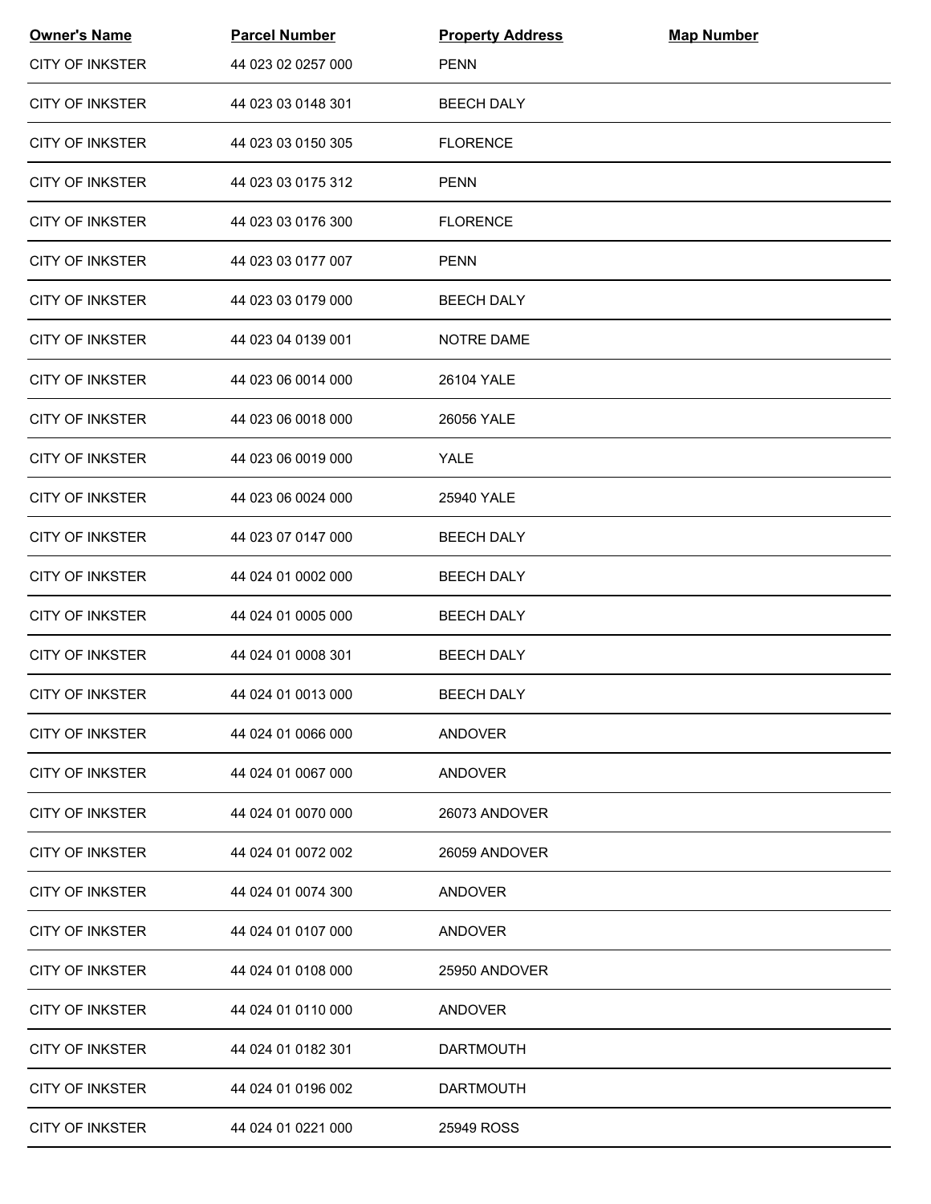| Owner's Name | Parcel Number | Property Address | Map Number |
|---|---|---|---|
| CITY OF INKSTER | 44 023 02 0257 000 | PENN | |
| CITY OF INKSTER | 44 023 03 0148 301 | BEECH DALY | |
| CITY OF INKSTER | 44 023 03 0150 305 | FLORENCE | |
| CITY OF INKSTER | 44 023 03 0175 312 | PENN | |
| CITY OF INKSTER | 44 023 03 0176 300 | FLORENCE | |
| CITY OF INKSTER | 44 023 03 0177 007 | PENN | |
| CITY OF INKSTER | 44 023 03 0179 000 | BEECH DALY | |
| CITY OF INKSTER | 44 023 04 0139 001 | NOTRE DAME | |
| CITY OF INKSTER | 44 023 06 0014 000 | 26104 YALE | |
| CITY OF INKSTER | 44 023 06 0018 000 | 26056 YALE | |
| CITY OF INKSTER | 44 023 06 0019 000 | YALE | |
| CITY OF INKSTER | 44 023 06 0024 000 | 25940 YALE | |
| CITY OF INKSTER | 44 023 07 0147 000 | BEECH DALY | |
| CITY OF INKSTER | 44 024 01 0002 000 | BEECH DALY | |
| CITY OF INKSTER | 44 024 01 0005 000 | BEECH DALY | |
| CITY OF INKSTER | 44 024 01 0008 301 | BEECH DALY | |
| CITY OF INKSTER | 44 024 01 0013 000 | BEECH DALY | |
| CITY OF INKSTER | 44 024 01 0066 000 | ANDOVER | |
| CITY OF INKSTER | 44 024 01 0067 000 | ANDOVER | |
| CITY OF INKSTER | 44 024 01 0070 000 | 26073 ANDOVER | |
| CITY OF INKSTER | 44 024 01 0072 002 | 26059 ANDOVER | |
| CITY OF INKSTER | 44 024 01 0074 300 | ANDOVER | |
| CITY OF INKSTER | 44 024 01 0107 000 | ANDOVER | |
| CITY OF INKSTER | 44 024 01 0108 000 | 25950 ANDOVER | |
| CITY OF INKSTER | 44 024 01 0110 000 | ANDOVER | |
| CITY OF INKSTER | 44 024 01 0182 301 | DARTMOUTH | |
| CITY OF INKSTER | 44 024 01 0196 002 | DARTMOUTH | |
| CITY OF INKSTER | 44 024 01 0221 000 | 25949 ROSS | |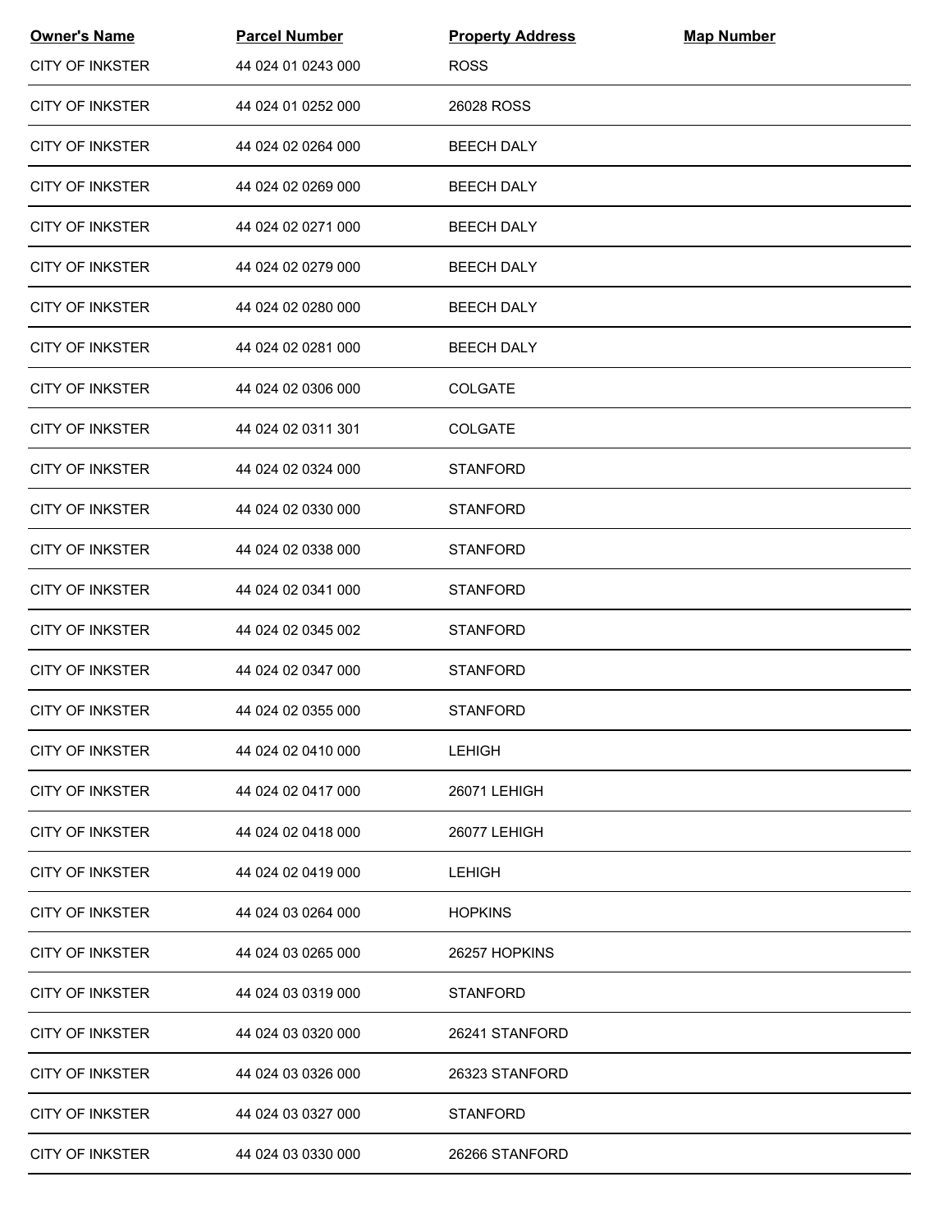| Owner's Name | Parcel Number | Property Address | Map Number |
|---|---|---|---|
| CITY OF INKSTER | 44 024 01 0243 000 | ROSS | |
| CITY OF INKSTER | 44 024 01 0252 000 | 26028 ROSS | |
| CITY OF INKSTER | 44 024 02 0264 000 | BEECH DALY | |
| CITY OF INKSTER | 44 024 02 0269 000 | BEECH DALY | |
| CITY OF INKSTER | 44 024 02 0271 000 | BEECH DALY | |
| CITY OF INKSTER | 44 024 02 0279 000 | BEECH DALY | |
| CITY OF INKSTER | 44 024 02 0280 000 | BEECH DALY | |
| CITY OF INKSTER | 44 024 02 0281 000 | BEECH DALY | |
| CITY OF INKSTER | 44 024 02 0306 000 | COLGATE | |
| CITY OF INKSTER | 44 024 02 0311 301 | COLGATE | |
| CITY OF INKSTER | 44 024 02 0324 000 | STANFORD | |
| CITY OF INKSTER | 44 024 02 0330 000 | STANFORD | |
| CITY OF INKSTER | 44 024 02 0338 000 | STANFORD | |
| CITY OF INKSTER | 44 024 02 0341 000 | STANFORD | |
| CITY OF INKSTER | 44 024 02 0345 002 | STANFORD | |
| CITY OF INKSTER | 44 024 02 0347 000 | STANFORD | |
| CITY OF INKSTER | 44 024 02 0355 000 | STANFORD | |
| CITY OF INKSTER | 44 024 02 0410 000 | LEHIGH | |
| CITY OF INKSTER | 44 024 02 0417 000 | 26071 LEHIGH | |
| CITY OF INKSTER | 44 024 02 0418 000 | 26077 LEHIGH | |
| CITY OF INKSTER | 44 024 02 0419 000 | LEHIGH | |
| CITY OF INKSTER | 44 024 03 0264 000 | HOPKINS | |
| CITY OF INKSTER | 44 024 03 0265 000 | 26257 HOPKINS | |
| CITY OF INKSTER | 44 024 03 0319 000 | STANFORD | |
| CITY OF INKSTER | 44 024 03 0320 000 | 26241 STANFORD | |
| CITY OF INKSTER | 44 024 03 0326 000 | 26323 STANFORD | |
| CITY OF INKSTER | 44 024 03 0327 000 | STANFORD | |
| CITY OF INKSTER | 44 024 03 0330 000 | 26266 STANFORD | |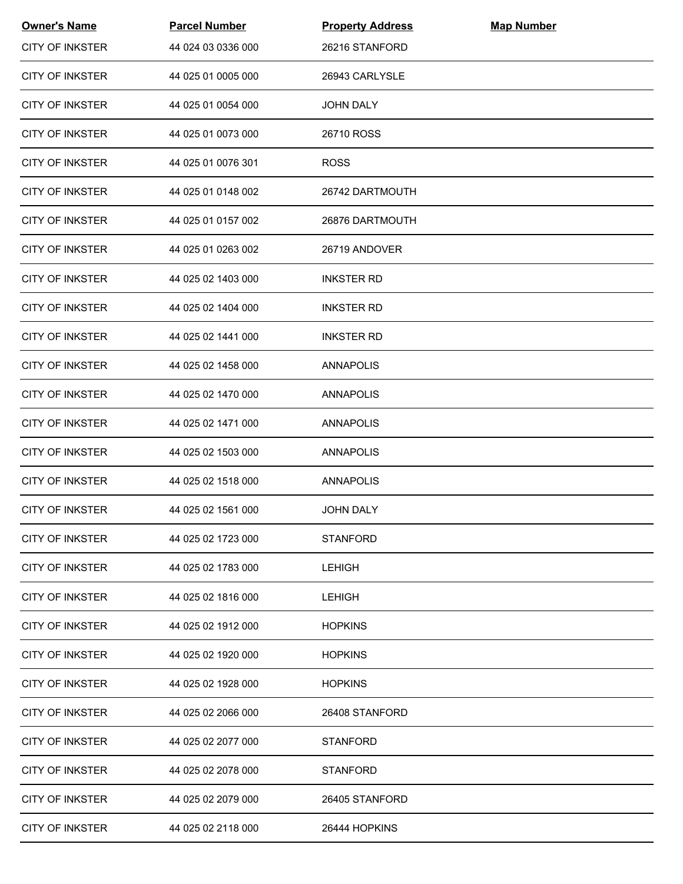| Owner's Name | Parcel Number | Property Address | Map Number |
|---|---|---|---|
| CITY OF INKSTER | 44 024 03 0336 000 | 26216 STANFORD | |
| CITY OF INKSTER | 44 025 01 0005 000 | 26943 CARLYSLE | |
| CITY OF INKSTER | 44 025 01 0054 000 | JOHN DALY | |
| CITY OF INKSTER | 44 025 01 0073 000 | 26710 ROSS | |
| CITY OF INKSTER | 44 025 01 0076 301 | ROSS | |
| CITY OF INKSTER | 44 025 01 0148 002 | 26742 DARTMOUTH | |
| CITY OF INKSTER | 44 025 01 0157 002 | 26876 DARTMOUTH | |
| CITY OF INKSTER | 44 025 01 0263 002 | 26719 ANDOVER | |
| CITY OF INKSTER | 44 025 02 1403 000 | INKSTER RD | |
| CITY OF INKSTER | 44 025 02 1404 000 | INKSTER RD | |
| CITY OF INKSTER | 44 025 02 1441 000 | INKSTER RD | |
| CITY OF INKSTER | 44 025 02 1458 000 | ANNAPOLIS | |
| CITY OF INKSTER | 44 025 02 1470 000 | ANNAPOLIS | |
| CITY OF INKSTER | 44 025 02 1471 000 | ANNAPOLIS | |
| CITY OF INKSTER | 44 025 02 1503 000 | ANNAPOLIS | |
| CITY OF INKSTER | 44 025 02 1518 000 | ANNAPOLIS | |
| CITY OF INKSTER | 44 025 02 1561 000 | JOHN DALY | |
| CITY OF INKSTER | 44 025 02 1723 000 | STANFORD | |
| CITY OF INKSTER | 44 025 02 1783 000 | LEHIGH | |
| CITY OF INKSTER | 44 025 02 1816 000 | LEHIGH | |
| CITY OF INKSTER | 44 025 02 1912 000 | HOPKINS | |
| CITY OF INKSTER | 44 025 02 1920 000 | HOPKINS | |
| CITY OF INKSTER | 44 025 02 1928 000 | HOPKINS | |
| CITY OF INKSTER | 44 025 02 2066 000 | 26408 STANFORD | |
| CITY OF INKSTER | 44 025 02 2077 000 | STANFORD | |
| CITY OF INKSTER | 44 025 02 2078 000 | STANFORD | |
| CITY OF INKSTER | 44 025 02 2079 000 | 26405 STANFORD | |
| CITY OF INKSTER | 44 025 02 2118 000 | 26444 HOPKINS | |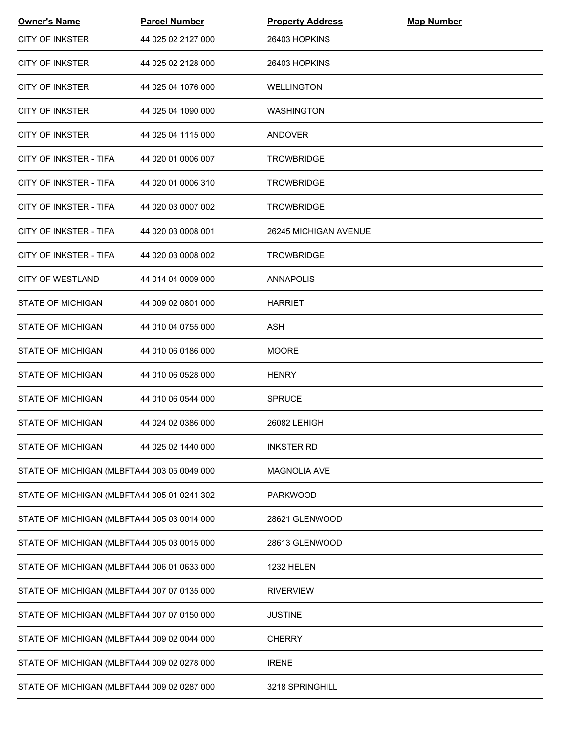| Owner's Name | Parcel Number | Property Address | Map Number |
|---|---|---|---|
| CITY OF INKSTER | 44 025 02 2127 000 | 26403 HOPKINS | |
| CITY OF INKSTER | 44 025 02 2128 000 | 26403 HOPKINS | |
| CITY OF INKSTER | 44 025 04 1076 000 | WELLINGTON | |
| CITY OF INKSTER | 44 025 04 1090 000 | WASHINGTON | |
| CITY OF INKSTER | 44 025 04 1115 000 | ANDOVER | |
| CITY OF INKSTER - TIFA | 44 020 01 0006 007 | TROWBRIDGE | |
| CITY OF INKSTER - TIFA | 44 020 01 0006 310 | TROWBRIDGE | |
| CITY OF INKSTER - TIFA | 44 020 03 0007 002 | TROWBRIDGE | |
| CITY OF INKSTER - TIFA | 44 020 03 0008 001 | 26245 MICHIGAN AVENUE | |
| CITY OF INKSTER - TIFA | 44 020 03 0008 002 | TROWBRIDGE | |
| CITY OF WESTLAND | 44 014 04 0009 000 | ANNAPOLIS | |
| STATE OF MICHIGAN | 44 009 02 0801 000 | HARRIET | |
| STATE OF MICHIGAN | 44 010 04 0755 000 | ASH | |
| STATE OF MICHIGAN | 44 010 06 0186 000 | MOORE | |
| STATE OF MICHIGAN | 44 010 06 0528 000 | HENRY | |
| STATE OF MICHIGAN | 44 010 06 0544 000 | SPRUCE | |
| STATE OF MICHIGAN | 44 024 02 0386 000 | 26082 LEHIGH | |
| STATE OF MICHIGAN | 44 025 02 1440 000 | INKSTER RD | |
| STATE OF MICHIGAN (MLBFTA | 44 003 05 0049 000 | MAGNOLIA AVE | |
| STATE OF MICHIGAN (MLBFTA | 44 005 01 0241 302 | PARKWOOD | |
| STATE OF MICHIGAN (MLBFTA | 44 005 03 0014 000 | 28621 GLENWOOD | |
| STATE OF MICHIGAN (MLBFTA | 44 005 03 0015 000 | 28613 GLENWOOD | |
| STATE OF MICHIGAN (MLBFTA | 44 006 01 0633 000 | 1232 HELEN | |
| STATE OF MICHIGAN (MLBFTA | 44 007 07 0135 000 | RIVERVIEW | |
| STATE OF MICHIGAN (MLBFTA | 44 007 07 0150 000 | JUSTINE | |
| STATE OF MICHIGAN (MLBFTA | 44 009 02 0044 000 | CHERRY | |
| STATE OF MICHIGAN (MLBFTA | 44 009 02 0278 000 | IRENE | |
| STATE OF MICHIGAN (MLBFTA | 44 009 02 0287 000 | 3218 SPRINGHILL | |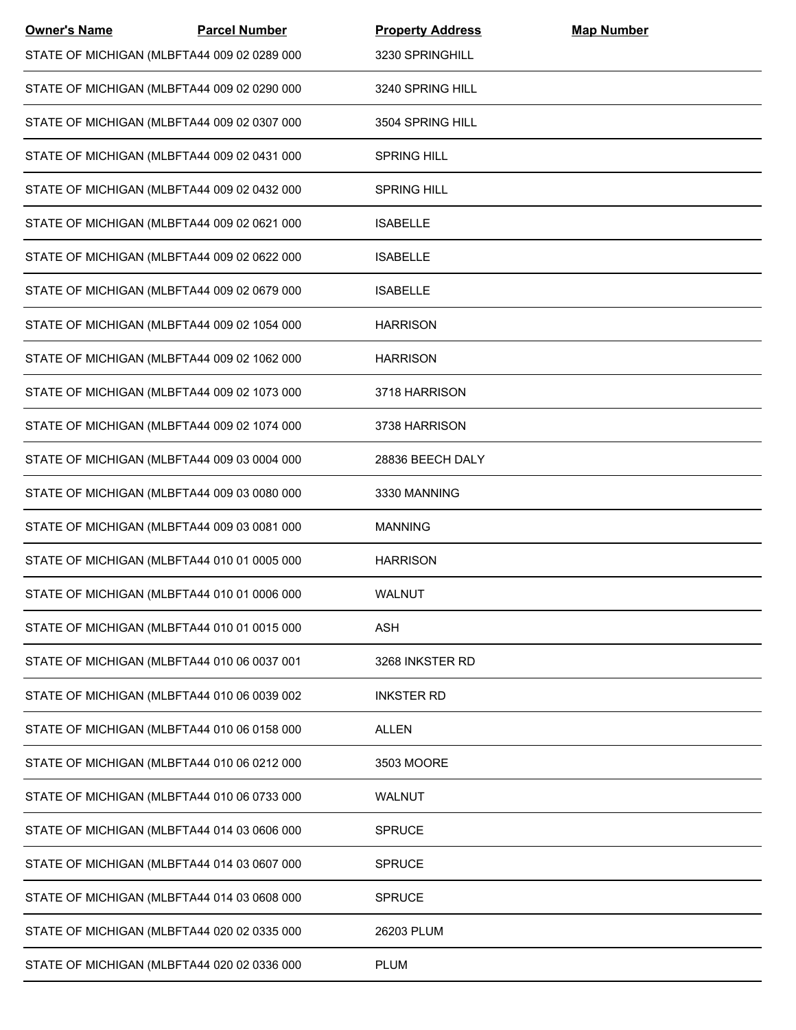| Owner's Name | Parcel Number | Property Address | Map Number |
|---|---|---|---|
| STATE OF MICHIGAN (MLBFTA | 44 009 02 0289 000 | 3230 SPRINGHILL | |
| STATE OF MICHIGAN (MLBFTA | 44 009 02 0290 000 | 3240 SPRING HILL | |
| STATE OF MICHIGAN (MLBFTA | 44 009 02 0307 000 | 3504 SPRING HILL | |
| STATE OF MICHIGAN (MLBFTA | 44 009 02 0431 000 | SPRING HILL | |
| STATE OF MICHIGAN (MLBFTA | 44 009 02 0432 000 | SPRING HILL | |
| STATE OF MICHIGAN (MLBFTA | 44 009 02 0621 000 | ISABELLE | |
| STATE OF MICHIGAN (MLBFTA | 44 009 02 0622 000 | ISABELLE | |
| STATE OF MICHIGAN (MLBFTA | 44 009 02 0679 000 | ISABELLE | |
| STATE OF MICHIGAN (MLBFTA | 44 009 02 1054 000 | HARRISON | |
| STATE OF MICHIGAN (MLBFTA | 44 009 02 1062 000 | HARRISON | |
| STATE OF MICHIGAN (MLBFTA | 44 009 02 1073 000 | 3718 HARRISON | |
| STATE OF MICHIGAN (MLBFTA | 44 009 02 1074 000 | 3738 HARRISON | |
| STATE OF MICHIGAN (MLBFTA | 44 009 03 0004 000 | 28836 BEECH DALY | |
| STATE OF MICHIGAN (MLBFTA | 44 009 03 0080 000 | 3330 MANNING | |
| STATE OF MICHIGAN (MLBFTA | 44 009 03 0081 000 | MANNING | |
| STATE OF MICHIGAN (MLBFTA | 44 010 01 0005 000 | HARRISON | |
| STATE OF MICHIGAN (MLBFTA | 44 010 01 0006 000 | WALNUT | |
| STATE OF MICHIGAN (MLBFTA | 44 010 01 0015 000 | ASH | |
| STATE OF MICHIGAN (MLBFTA | 44 010 06 0037 001 | 3268 INKSTER RD | |
| STATE OF MICHIGAN (MLBFTA | 44 010 06 0039 002 | INKSTER RD | |
| STATE OF MICHIGAN (MLBFTA | 44 010 06 0158 000 | ALLEN | |
| STATE OF MICHIGAN (MLBFTA | 44 010 06 0212 000 | 3503 MOORE | |
| STATE OF MICHIGAN (MLBFTA | 44 010 06 0733 000 | WALNUT | |
| STATE OF MICHIGAN (MLBFTA | 44 014 03 0606 000 | SPRUCE | |
| STATE OF MICHIGAN (MLBFTA | 44 014 03 0607 000 | SPRUCE | |
| STATE OF MICHIGAN (MLBFTA | 44 014 03 0608 000 | SPRUCE | |
| STATE OF MICHIGAN (MLBFTA | 44 020 02 0335 000 | 26203 PLUM | |
| STATE OF MICHIGAN (MLBFTA | 44 020 02 0336 000 | PLUM | |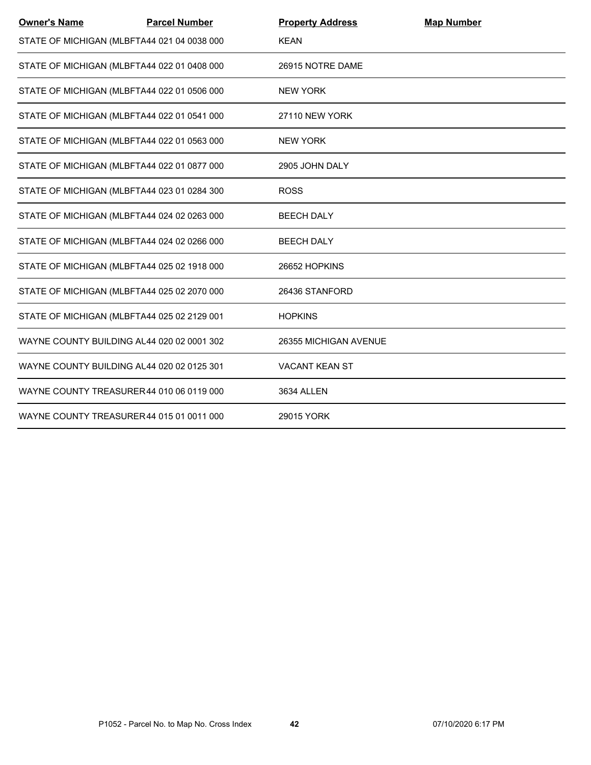| Owner's Name | Parcel Number | Property Address | Map Number |
|---|---|---|---|
| STATE OF MICHIGAN (MLBFTA | 44 021 04 0038 000 | KEAN | |
| STATE OF MICHIGAN (MLBFTA | 44 022 01 0408 000 | 26915 NOTRE DAME | |
| STATE OF MICHIGAN (MLBFTA | 44 022 01 0506 000 | NEW YORK | |
| STATE OF MICHIGAN (MLBFTA | 44 022 01 0541 000 | 27110 NEW YORK | |
| STATE OF MICHIGAN (MLBFTA | 44 022 01 0563 000 | NEW YORK | |
| STATE OF MICHIGAN (MLBFTA | 44 022 01 0877 000 | 2905 JOHN DALY | |
| STATE OF MICHIGAN (MLBFTA | 44 023 01 0284 300 | ROSS | |
| STATE OF MICHIGAN (MLBFTA | 44 024 02 0263 000 | BEECH DALY | |
| STATE OF MICHIGAN (MLBFTA | 44 024 02 0266 000 | BEECH DALY | |
| STATE OF MICHIGAN (MLBFTA | 44 025 02 1918 000 | 26652 HOPKINS | |
| STATE OF MICHIGAN (MLBFTA | 44 025 02 2070 000 | 26436 STANFORD | |
| STATE OF MICHIGAN (MLBFTA | 44 025 02 2129 001 | HOPKINS | |
| WAYNE COUNTY BUILDING AU | 44 020 02 0001 302 | 26355 MICHIGAN AVENUE | |
| WAYNE COUNTY BUILDING AU | 44 020 02 0125 301 | VACANT KEAN ST | |
| WAYNE COUNTY TREASURER | 44 010 06 0119 000 | 3634 ALLEN | |
| WAYNE COUNTY TREASURER | 44 015 01 0011 000 | 29015 YORK | |